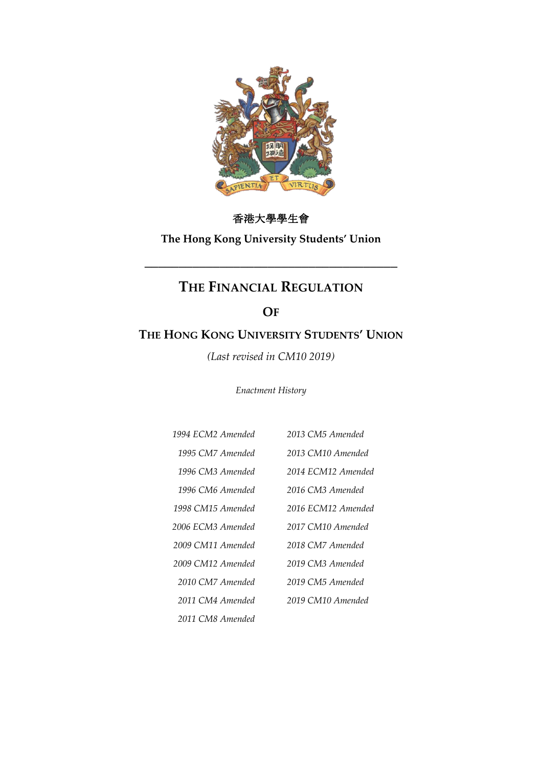香港大學學生會

**The Hong Kong University Students' Union**

---

# THE FINANCIAL REGULATION

# OF

# THE HONG KONG UNIVERSITY STUDENTS' UNION

*(Last revised in CM10 2019)*

*Enactment History*

| | |
|---|---|
| *1994 ECM2 Amended* | *2013 CM5 Amended* |
| *1995 CM7 Amended* | *2013 CM10 Amended* |
| *1996 CM3 Amended* | *2014 ECM12 Amended* |
| *1996 CM6 Amended* | *2016 CM3 Amended* |
| *1998 CM15 Amended* | *2016 ECM12 Amended* |
| *2006 ECM3 Amended* | *2017 CM10 Amended* |
| *2009 CM11 Amended* | *2018 CM7 Amended* |
| *2009 CM12 Amended* | *2019 CM3 Amended* |
| *2010 CM7 Amended* | *2019 CM5 Amended* |
| *2011 CM4 Amended* | *2019 CM10 Amended* |
| *2011 CM8 Amended* | |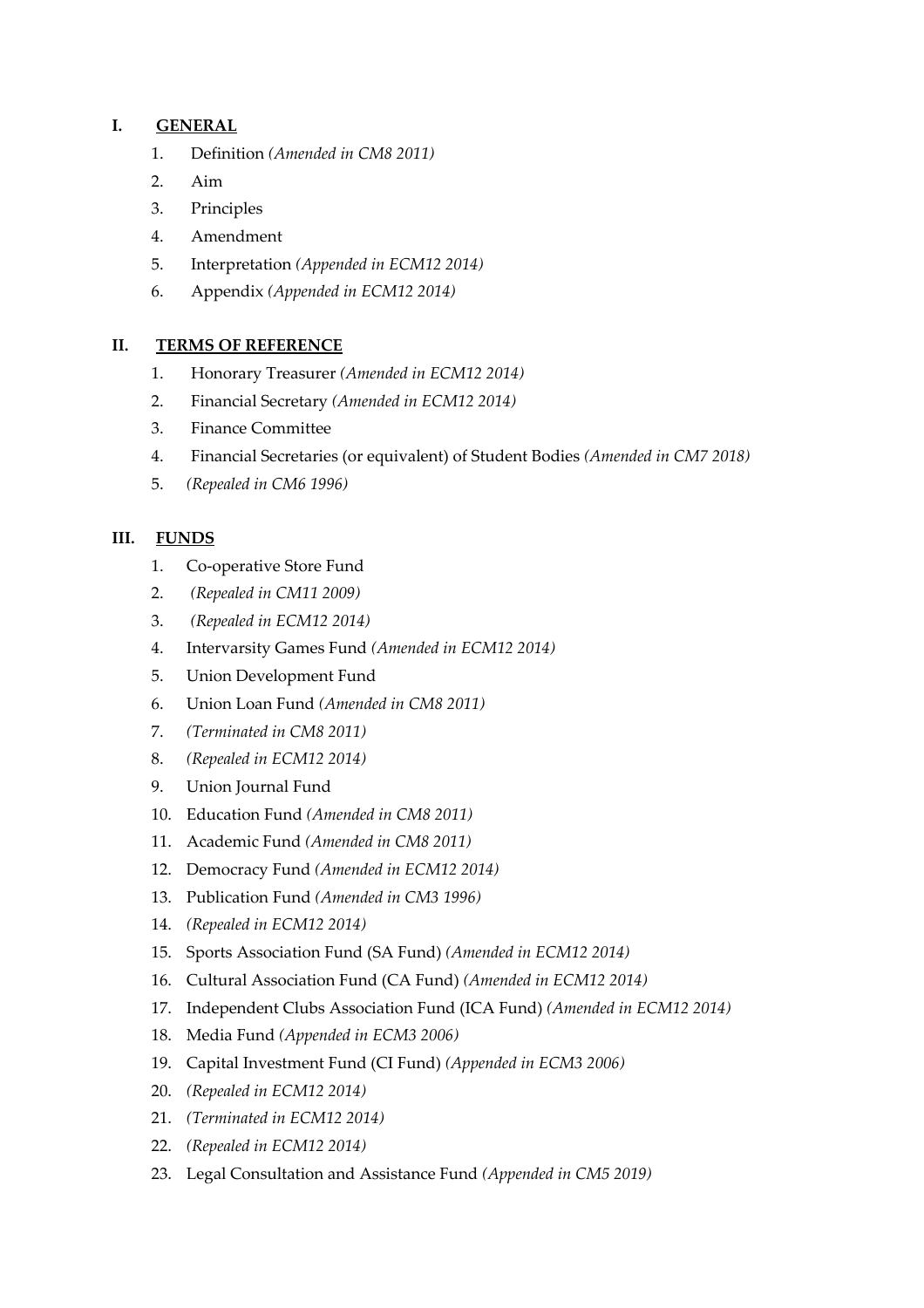## I. <u>GENERAL</u>

1. Definition *(Amended in CM8 2011)*
2. Aim
3. Principles
4. Amendment
5. Interpretation *(Appended in ECM12 2014)*
6. Appendix *(Appended in ECM12 2014)*

## II. <u>TERMS OF REFERENCE</u>

1. Honorary Treasurer *(Amended in ECM12 2014)*
2. Financial Secretary *(Amended in ECM12 2014)*
3. Finance Committee
4. Financial Secretaries (or equivalent) of Student Bodies *(Amended in CM7 2018)*
5. *(Repealed in CM6 1996)*

## III. <u>FUNDS</u>

1. Co-operative Store Fund
2. *(Repealed in CM11 2009)*
3. *(Repealed in ECM12 2014)*
4. Intervarsity Games Fund *(Amended in ECM12 2014)*
5. Union Development Fund
6. Union Loan Fund *(Amended in CM8 2011)*
7. *(Terminated in CM8 2011)*
8. *(Repealed in ECM12 2014)*
9. Union Journal Fund
10. Education Fund *(Amended in CM8 2011)*
11. Academic Fund *(Amended in CM8 2011)*
12. Democracy Fund *(Amended in ECM12 2014)*
13. Publication Fund *(Amended in CM3 1996)*
14. *(Repealed in ECM12 2014)*
15. Sports Association Fund (SA Fund) *(Amended in ECM12 2014)*
16. Cultural Association Fund (CA Fund) *(Amended in ECM12 2014)*
17. Independent Clubs Association Fund (ICA Fund) *(Amended in ECM12 2014)*
18. Media Fund *(Appended in ECM3 2006)*
19. Capital Investment Fund (CI Fund) *(Appended in ECM3 2006)*
20. *(Repealed in ECM12 2014)*
21. *(Terminated in ECM12 2014)*
22. *(Repealed in ECM12 2014)*
23. Legal Consultation and Assistance Fund *(Appended in CM5 2019)*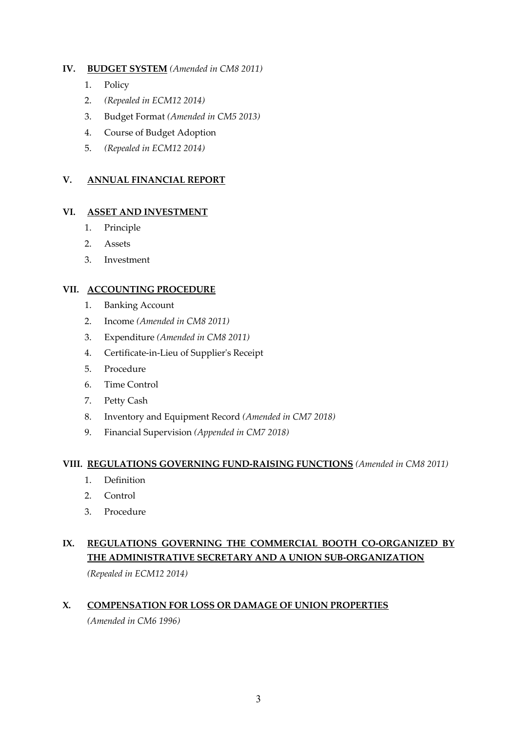**IV. <u>BUDGET SYSTEM</u>** *(Amended in CM8 2011)*

1. Policy
2. *(Repealed in ECM12 2014)*
3. Budget Format *(Amended in CM5 2013)*
4. Course of Budget Adoption
5. *(Repealed in ECM12 2014)*

**V. <u>ANNUAL FINANCIAL REPORT</u>**

**VI. <u>ASSET AND INVESTMENT</u>**

1. Principle
2. Assets
3. Investment

**VII. <u>ACCOUNTING PROCEDURE</u>**

1. Banking Account
2. Income *(Amended in CM8 2011)*
3. Expenditure *(Amended in CM8 2011)*
4. Certificate-in-Lieu of Supplier's Receipt
5. Procedure
6. Time Control
7. Petty Cash
8. Inventory and Equipment Record *(Amended in CM7 2018)*
9. Financial Supervision *(Appended in CM7 2018)*

**VIII. <u>REGULATIONS GOVERNING FUND-RAISING FUNCTIONS</u>** *(Amended in CM8 2011)*

1. Definition
2. Control
3. Procedure

**IX. <u>REGULATIONS GOVERNING THE COMMERCIAL BOOTH CO-ORGANIZED BY THE ADMINISTRATIVE SECRETARY AND A UNION SUB-ORGANIZATION</u>**

*(Repealed in ECM12 2014)*

**X. <u>COMPENSATION FOR LOSS OR DAMAGE OF UNION PROPERTIES</u>**

*(Amended in CM6 1996)*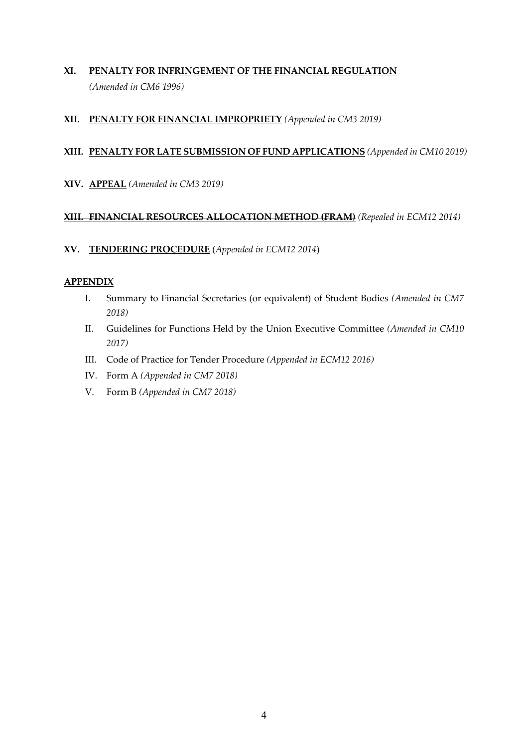**XI. <u>PENALTY FOR INFRINGEMENT OF THE FINANCIAL REGULATION</u>**
*(Amended in CM6 1996)*

**XII. <u>PENALTY FOR FINANCIAL IMPROPRIETY</u>** *(Appended in CM3 2019)*

**XIII. <u>PENALTY FOR LATE SUBMISSION OF FUND APPLICATIONS</u>** *(Appended in CM10 2019)*

**XIV. <u>APPEAL</u>** *(Amended in CM3 2019)*

~~**XIII. FINANCIAL RESOURCES ALLOCATION METHOD (FRAM)**~~ *(Repealed in ECM12 2014)*

**XV. <u>TENDERING PROCEDURE</u>** (*Appended in ECM12 2014*)

**<u>APPENDIX</u>**

I. Summary to Financial Secretaries (or equivalent) of Student Bodies *(Amended in CM7 2018)*

II. Guidelines for Functions Held by the Union Executive Committee *(Amended in CM10 2017)*

III. Code of Practice for Tender Procedure *(Appended in ECM12 2016)*

IV. Form A *(Appended in CM7 2018)*

V. Form B *(Appended in CM7 2018)*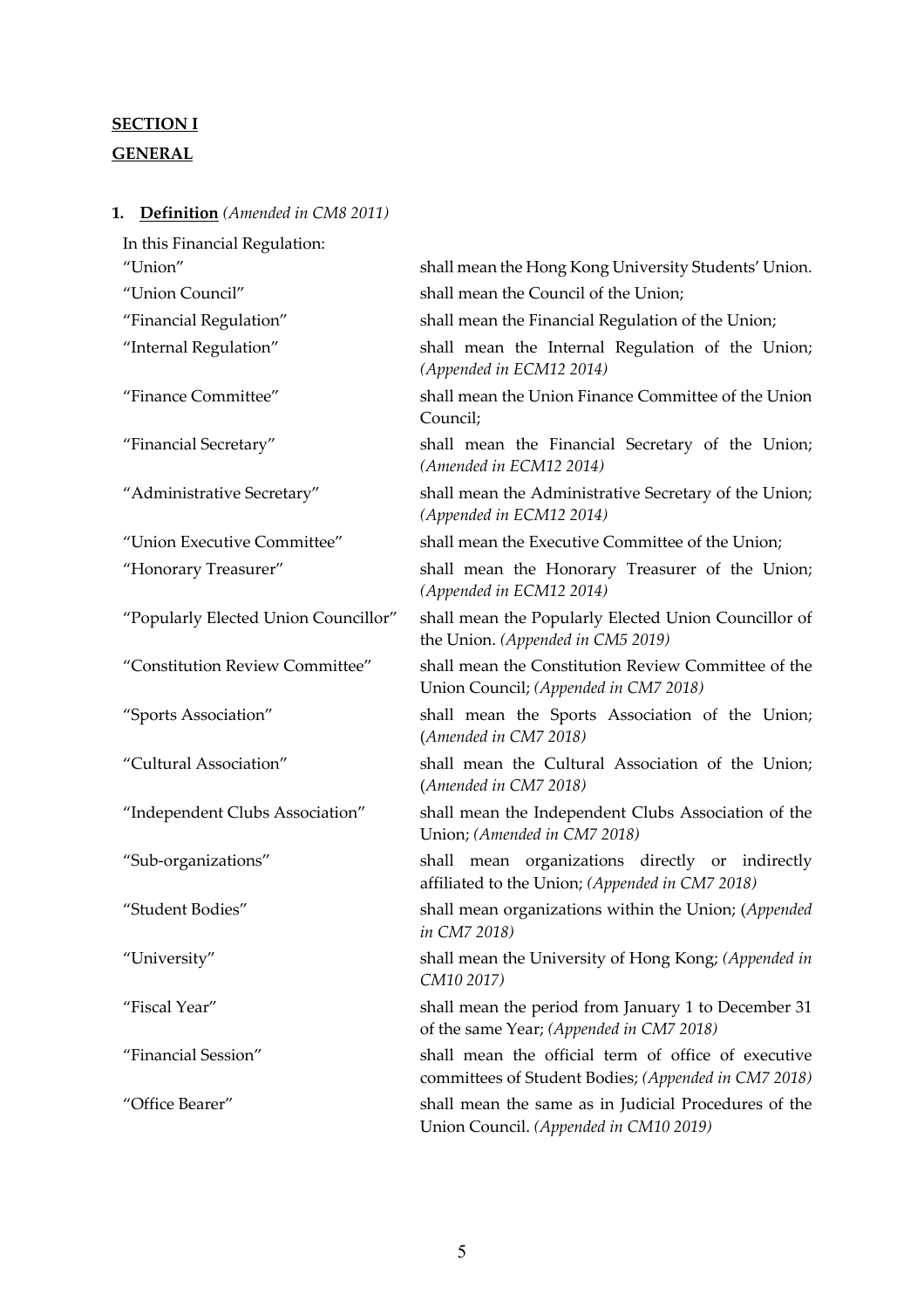**SECTION I**

**GENERAL**

**1. Definition** *(Amended in CM8 2011)*

In this Financial Regulation:

| Term | Definition |
|---|---|
| "Union" | shall mean the Hong Kong University Students' Union. |
| "Union Council" | shall mean the Council of the Union; |
| "Financial Regulation" | shall mean the Financial Regulation of the Union; |
| "Internal Regulation" | shall mean the Internal Regulation of the Union; *(Appended in ECM12 2014)* |
| "Finance Committee" | shall mean the Union Finance Committee of the Union Council; |
| "Financial Secretary" | shall mean the Financial Secretary of the Union; *(Amended in ECM12 2014)* |
| "Administrative Secretary" | shall mean the Administrative Secretary of the Union; *(Appended in ECM12 2014)* |
| "Union Executive Committee" | shall mean the Executive Committee of the Union; |
| "Honorary Treasurer" | shall mean the Honorary Treasurer of the Union; *(Appended in ECM12 2014)* |
| "Popularly Elected Union Councillor" | shall mean the Popularly Elected Union Councillor of the Union. *(Appended in CM5 2019)* |
| "Constitution Review Committee" | shall mean the Constitution Review Committee of the Union Council; *(Appended in CM7 2018)* |
| "Sports Association" | shall mean the Sports Association of the Union; (*Amended in CM7 2018)* |
| "Cultural Association" | shall mean the Cultural Association of the Union; (*Amended in CM7 2018)* |
| "Independent Clubs Association" | shall mean the Independent Clubs Association of the Union; *(Amended in CM7 2018)* |
| "Sub-organizations" | shall mean organizations directly or indirectly affiliated to the Union; *(Appended in CM7 2018)* |
| "Student Bodies" | shall mean organizations within the Union; (*Appended in CM7 2018)* |
| "University" | shall mean the University of Hong Kong; *(Appended in CM10 2017)* |
| "Fiscal Year" | shall mean the period from January 1 to December 31 of the same Year; *(Appended in CM7 2018)* |
| "Financial Session" | shall mean the official term of office of executive committees of Student Bodies; *(Appended in CM7 2018)* |
| "Office Bearer" | shall mean the same as in Judicial Procedures of the Union Council. *(Appended in CM10 2019)* |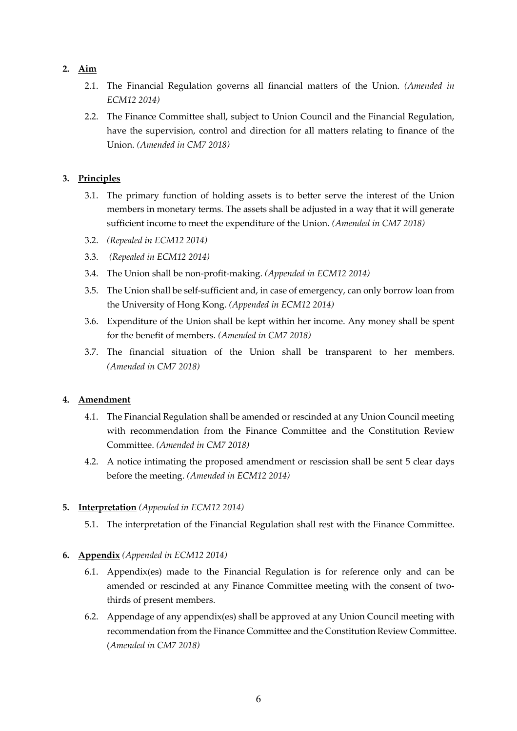**2. Aim**

2.1. The Financial Regulation governs all financial matters of the Union. *(Amended in ECM12 2014)*

2.2. The Finance Committee shall, subject to Union Council and the Financial Regulation, have the supervision, control and direction for all matters relating to finance of the Union. *(Amended in CM7 2018)*

**3. Principles**

3.1. The primary function of holding assets is to better serve the interest of the Union members in monetary terms. The assets shall be adjusted in a way that it will generate sufficient income to meet the expenditure of the Union. *(Amended in CM7 2018)*

3.2. *(Repealed in ECM12 2014)*

3.3. *(Repealed in ECM12 2014)*

3.4. The Union shall be non-profit-making. *(Appended in ECM12 2014)*

3.5. The Union shall be self-sufficient and, in case of emergency, can only borrow loan from the University of Hong Kong. *(Appended in ECM12 2014)*

3.6. Expenditure of the Union shall be kept within her income. Any money shall be spent for the benefit of members. *(Amended in CM7 2018)*

3.7. The financial situation of the Union shall be transparent to her members. *(Amended in CM7 2018)*

**4. Amendment**

4.1. The Financial Regulation shall be amended or rescinded at any Union Council meeting with recommendation from the Finance Committee and the Constitution Review Committee. *(Amended in CM7 2018)*

4.2. A notice intimating the proposed amendment or rescission shall be sent 5 clear days before the meeting. *(Amended in ECM12 2014)*

**5. Interpretation** *(Appended in ECM12 2014)*

5.1. The interpretation of the Financial Regulation shall rest with the Finance Committee.

**6. Appendix** *(Appended in ECM12 2014)*

6.1. Appendix(es) made to the Financial Regulation is for reference only and can be amended or rescinded at any Finance Committee meeting with the consent of two-thirds of present members.

6.2. Appendage of any appendix(es) shall be approved at any Union Council meeting with recommendation from the Finance Committee and the Constitution Review Committee. (*Amended in CM7 2018)*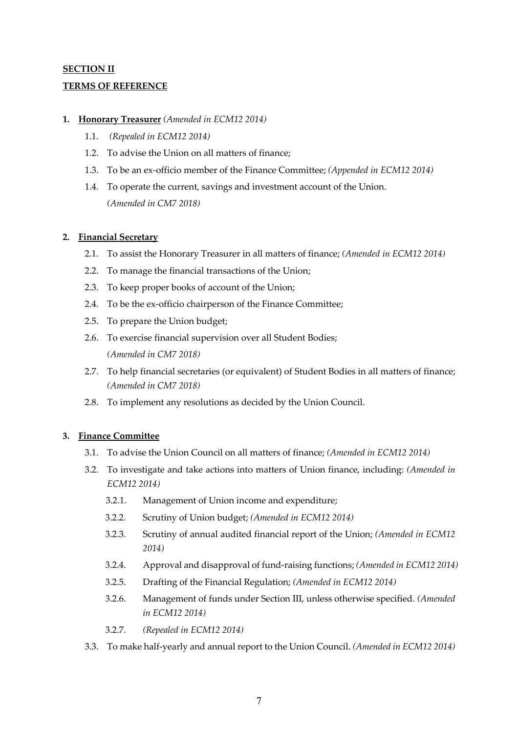## **SECTION II**

## **TERMS OF REFERENCE**

**1. Honorary Treasurer** *(Amended in ECM12 2014)*

- 1.1. *(Repealed in ECM12 2014)*
- 1.2. To advise the Union on all matters of finance;
- 1.3. To be an ex-officio member of the Finance Committee; *(Appended in ECM12 2014)*
- 1.4. To operate the current, savings and investment account of the Union. *(Amended in CM7 2018)*

**2. Financial Secretary**

- 2.1. To assist the Honorary Treasurer in all matters of finance; *(Amended in ECM12 2014)*
- 2.2. To manage the financial transactions of the Union;
- 2.3. To keep proper books of account of the Union;
- 2.4. To be the ex-officio chairperson of the Finance Committee;
- 2.5. To prepare the Union budget;
- 2.6. To exercise financial supervision over all Student Bodies; *(Amended in CM7 2018)*
- 2.7. To help financial secretaries (or equivalent) of Student Bodies in all matters of finance; *(Amended in CM7 2018)*
- 2.8. To implement any resolutions as decided by the Union Council.

**3. Finance Committee**

- 3.1. To advise the Union Council on all matters of finance; *(Amended in ECM12 2014)*
- 3.2. To investigate and take actions into matters of Union finance, including: *(Amended in ECM12 2014)*
  - 3.2.1. Management of Union income and expenditure;
  - 3.2.2. Scrutiny of Union budget; *(Amended in ECM12 2014)*
  - 3.2.3. Scrutiny of annual audited financial report of the Union; *(Amended in ECM12 2014)*
  - 3.2.4. Approval and disapproval of fund-raising functions; *(Amended in ECM12 2014)*
  - 3.2.5. Drafting of the Financial Regulation; *(Amended in ECM12 2014)*
  - 3.2.6. Management of funds under Section III, unless otherwise specified. *(Amended in ECM12 2014)*
  - 3.2.7. *(Repealed in ECM12 2014)*
- 3.3. To make half-yearly and annual report to the Union Council. *(Amended in ECM12 2014)*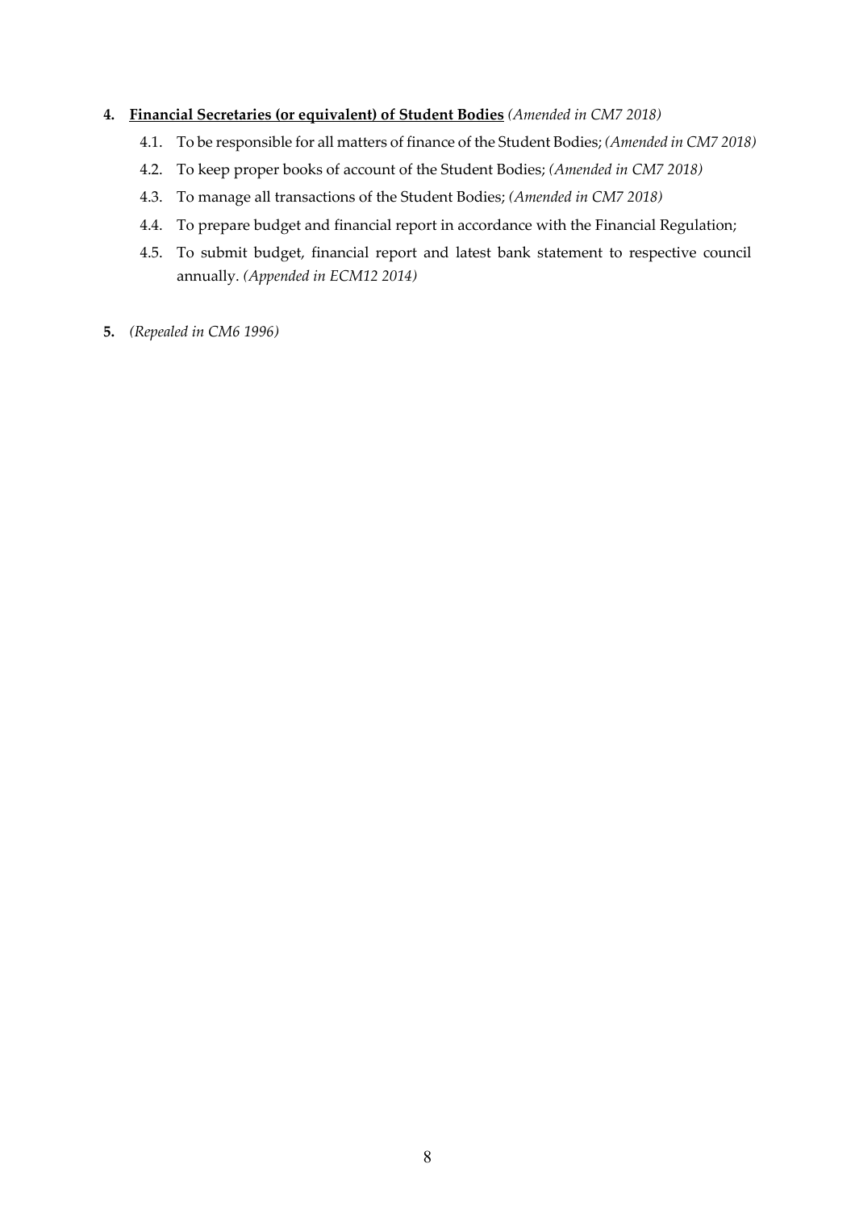**4. <u>Financial Secretaries (or equivalent) of Student Bodies</u>** *(Amended in CM7 2018)*

4.1. To be responsible for all matters of finance of the Student Bodies; *(Amended in CM7 2018)*

4.2. To keep proper books of account of the Student Bodies; *(Amended in CM7 2018)*

4.3. To manage all transactions of the Student Bodies; *(Amended in CM7 2018)*

4.4. To prepare budget and financial report in accordance with the Financial Regulation;

4.5. To submit budget, financial report and latest bank statement to respective council annually. *(Appended in ECM12 2014)*

**5.** *(Repealed in CM6 1996)*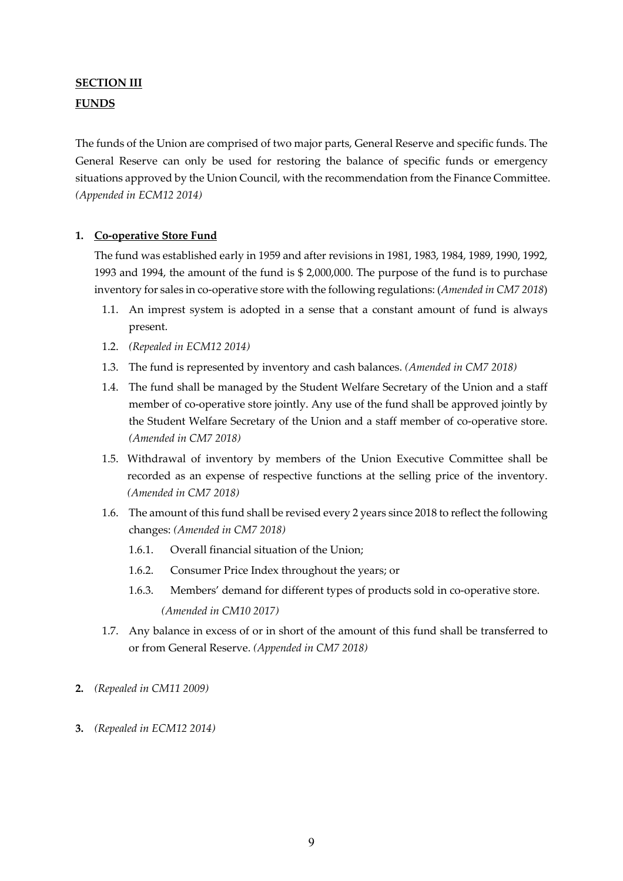## **SECTION III**

## **FUNDS**

The funds of the Union are comprised of two major parts, General Reserve and specific funds. The General Reserve can only be used for restoring the balance of specific funds or emergency situations approved by the Union Council, with the recommendation from the Finance Committee. *(Appended in ECM12 2014)*

**1. Co-operative Store Fund**

The fund was established early in 1959 and after revisions in 1981, 1983, 1984, 1989, 1990, 1992, 1993 and 1994, the amount of the fund is $ 2,000,000. The purpose of the fund is to purchase inventory for sales in co-operative store with the following regulations: (*Amended in CM7 2018*)

1.1. An imprest system is adopted in a sense that a constant amount of fund is always present.

1.2. *(Repealed in ECM12 2014)*

1.3. The fund is represented by inventory and cash balances. *(Amended in CM7 2018)*

1.4. The fund shall be managed by the Student Welfare Secretary of the Union and a staff member of co-operative store jointly. Any use of the fund shall be approved jointly by the Student Welfare Secretary of the Union and a staff member of co-operative store. *(Amended in CM7 2018)*

1.5. Withdrawal of inventory by members of the Union Executive Committee shall be recorded as an expense of respective functions at the selling price of the inventory. *(Amended in CM7 2018)*

1.6. The amount of this fund shall be revised every 2 years since 2018 to reflect the following changes: *(Amended in CM7 2018)*

1.6.1. Overall financial situation of the Union;

1.6.2. Consumer Price Index throughout the years; or

1.6.3. Members' demand for different types of products sold in co-operative store. *(Amended in CM10 2017)*

1.7. Any balance in excess of or in short of the amount of this fund shall be transferred to or from General Reserve. *(Appended in CM7 2018)*

**2.** *(Repealed in CM11 2009)*

**3.** *(Repealed in ECM12 2014)*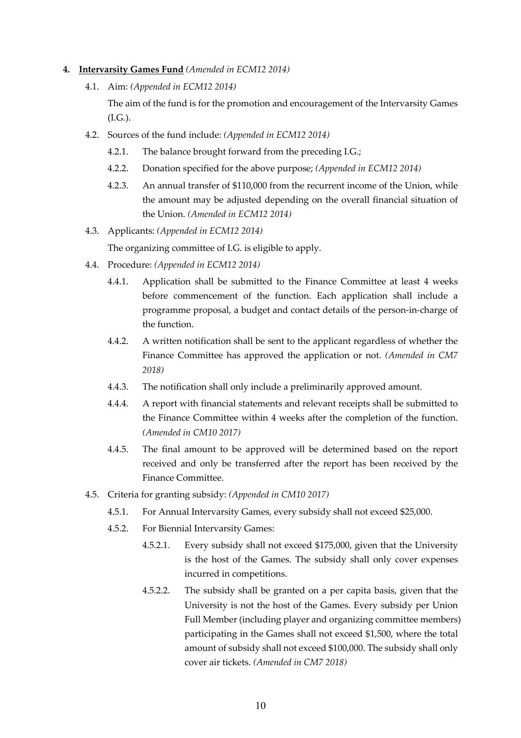4. **<u>Intervarsity Games Fund</u>** *(Amended in ECM12 2014)*

   4.1. Aim: *(Appended in ECM12 2014)*

   The aim of the fund is for the promotion and encouragement of the Intervarsity Games (I.G.).

   4.2. Sources of the fund include: *(Appended in ECM12 2014)*

   4.2.1. The balance brought forward from the preceding I.G.;

   4.2.2. Donation specified for the above purpose; *(Appended in ECM12 2014)*

   4.2.3. An annual transfer of $110,000 from the recurrent income of the Union, while the amount may be adjusted depending on the overall financial situation of the Union. *(Amended in ECM12 2014)*

   4.3. Applicants: *(Appended in ECM12 2014)*

   The organizing committee of I.G. is eligible to apply.

   4.4. Procedure: *(Appended in ECM12 2014)*

   4.4.1. Application shall be submitted to the Finance Committee at least 4 weeks before commencement of the function. Each application shall include a programme proposal, a budget and contact details of the person-in-charge of the function.

   4.4.2. A written notification shall be sent to the applicant regardless of whether the Finance Committee has approved the application or not. *(Amended in CM7 2018)*

   4.4.3. The notification shall only include a preliminarily approved amount.

   4.4.4. A report with financial statements and relevant receipts shall be submitted to the Finance Committee within 4 weeks after the completion of the function. *(Amended in CM10 2017)*

   4.4.5. The final amount to be approved will be determined based on the report received and only be transferred after the report has been received by the Finance Committee.

   4.5. Criteria for granting subsidy: *(Appended in CM10 2017)*

   4.5.1. For Annual Intervarsity Games, every subsidy shall not exceed $25,000.

   4.5.2. For Biennial Intervarsity Games:

   4.5.2.1. Every subsidy shall not exceed $175,000, given that the University is the host of the Games. The subsidy shall only cover expenses incurred in competitions.

   4.5.2.2. The subsidy shall be granted on a per capita basis, given that the University is not the host of the Games. Every subsidy per Union Full Member (including player and organizing committee members) participating in the Games shall not exceed $1,500, where the total amount of subsidy shall not exceed $100,000. The subsidy shall only cover air tickets. *(Amended in CM7 2018)*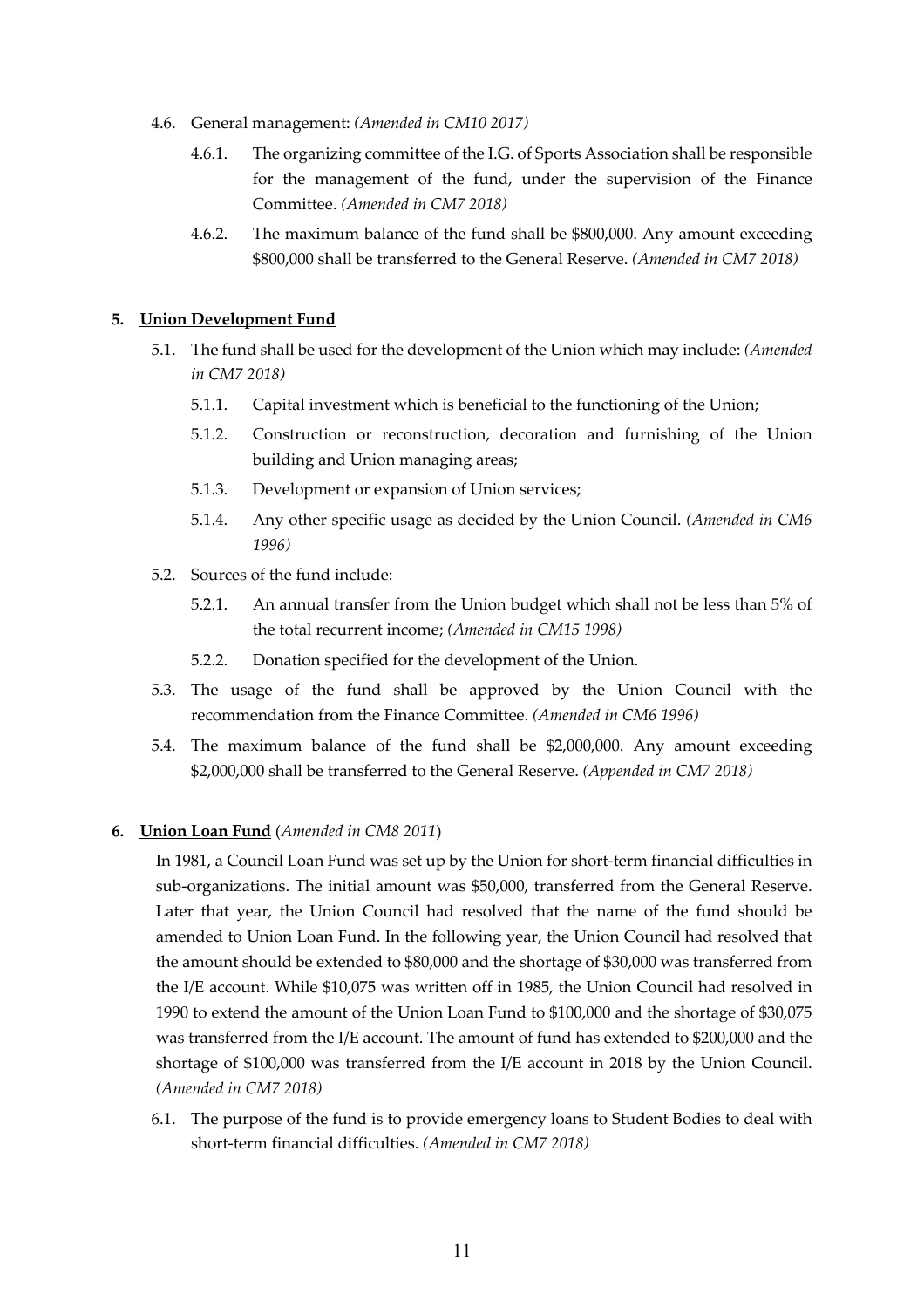4.6. General management: *(Amended in CM10 2017)*

4.6.1. The organizing committee of the I.G. of Sports Association shall be responsible for the management of the fund, under the supervision of the Finance Committee. *(Amended in CM7 2018)*

4.6.2. The maximum balance of the fund shall be $800,000. Any amount exceeding $800,000 shall be transferred to the General Reserve. *(Amended in CM7 2018)*

**5. <u>Union Development Fund</u>**

5.1. The fund shall be used for the development of the Union which may include: *(Amended in CM7 2018)*

5.1.1. Capital investment which is beneficial to the functioning of the Union;

5.1.2. Construction or reconstruction, decoration and furnishing of the Union building and Union managing areas;

5.1.3. Development or expansion of Union services;

5.1.4. Any other specific usage as decided by the Union Council. *(Amended in CM6 1996)*

5.2. Sources of the fund include:

5.2.1. An annual transfer from the Union budget which shall not be less than 5% of the total recurrent income; *(Amended in CM15 1998)*

5.2.2. Donation specified for the development of the Union.

5.3. The usage of the fund shall be approved by the Union Council with the recommendation from the Finance Committee. *(Amended in CM6 1996)*

5.4. The maximum balance of the fund shall be $2,000,000. Any amount exceeding $2,000,000 shall be transferred to the General Reserve. *(Appended in CM7 2018)*

**6. <u>Union Loan Fund</u>** (*Amended in CM8 2011*)

In 1981, a Council Loan Fund was set up by the Union for short-term financial difficulties in sub-organizations. The initial amount was $50,000, transferred from the General Reserve. Later that year, the Union Council had resolved that the name of the fund should be amended to Union Loan Fund. In the following year, the Union Council had resolved that the amount should be extended to $80,000 and the shortage of $30,000 was transferred from the I/E account. While $10,075 was written off in 1985, the Union Council had resolved in 1990 to extend the amount of the Union Loan Fund to $100,000 and the shortage of $30,075 was transferred from the I/E account. The amount of fund has extended to $200,000 and the shortage of $100,000 was transferred from the I/E account in 2018 by the Union Council. *(Amended in CM7 2018)*

6.1. The purpose of the fund is to provide emergency loans to Student Bodies to deal with short-term financial difficulties. *(Amended in CM7 2018)*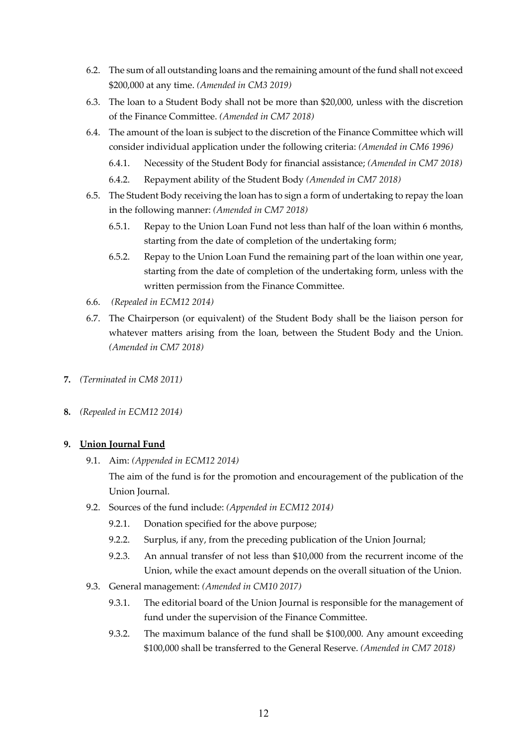6.2. The sum of all outstanding loans and the remaining amount of the fund shall not exceed $200,000 at any time. *(Amended in CM3 2019)*

6.3. The loan to a Student Body shall not be more than $20,000, unless with the discretion of the Finance Committee. *(Amended in CM7 2018)*

6.4. The amount of the loan is subject to the discretion of the Finance Committee which will consider individual application under the following criteria: *(Amended in CM6 1996)*

  6.4.1. Necessity of the Student Body for financial assistance; *(Amended in CM7 2018)*

  6.4.2. Repayment ability of the Student Body *(Amended in CM7 2018)*

6.5. The Student Body receiving the loan has to sign a form of undertaking to repay the loan in the following manner: *(Amended in CM7 2018)*

  6.5.1. Repay to the Union Loan Fund not less than half of the loan within 6 months, starting from the date of completion of the undertaking form;

  6.5.2. Repay to the Union Loan Fund the remaining part of the loan within one year, starting from the date of completion of the undertaking form, unless with the written permission from the Finance Committee.

6.6. *(Repealed in ECM12 2014)*

6.7. The Chairperson (or equivalent) of the Student Body shall be the liaison person for whatever matters arising from the loan, between the Student Body and the Union. *(Amended in CM7 2018)*

**7.** *(Terminated in CM8 2011)*

**8.** *(Repealed in ECM12 2014)*

**9. <u>Union Journal Fund</u>**

9.1. Aim: *(Appended in ECM12 2014)*

The aim of the fund is for the promotion and encouragement of the publication of the Union Journal.

9.2. Sources of the fund include: *(Appended in ECM12 2014)*

  9.2.1. Donation specified for the above purpose;

  9.2.2. Surplus, if any, from the preceding publication of the Union Journal;

  9.2.3. An annual transfer of not less than $10,000 from the recurrent income of the Union, while the exact amount depends on the overall situation of the Union.

9.3. General management: *(Amended in CM10 2017)*

  9.3.1. The editorial board of the Union Journal is responsible for the management of fund under the supervision of the Finance Committee.

  9.3.2. The maximum balance of the fund shall be $100,000. Any amount exceeding $100,000 shall be transferred to the General Reserve. *(Amended in CM7 2018)*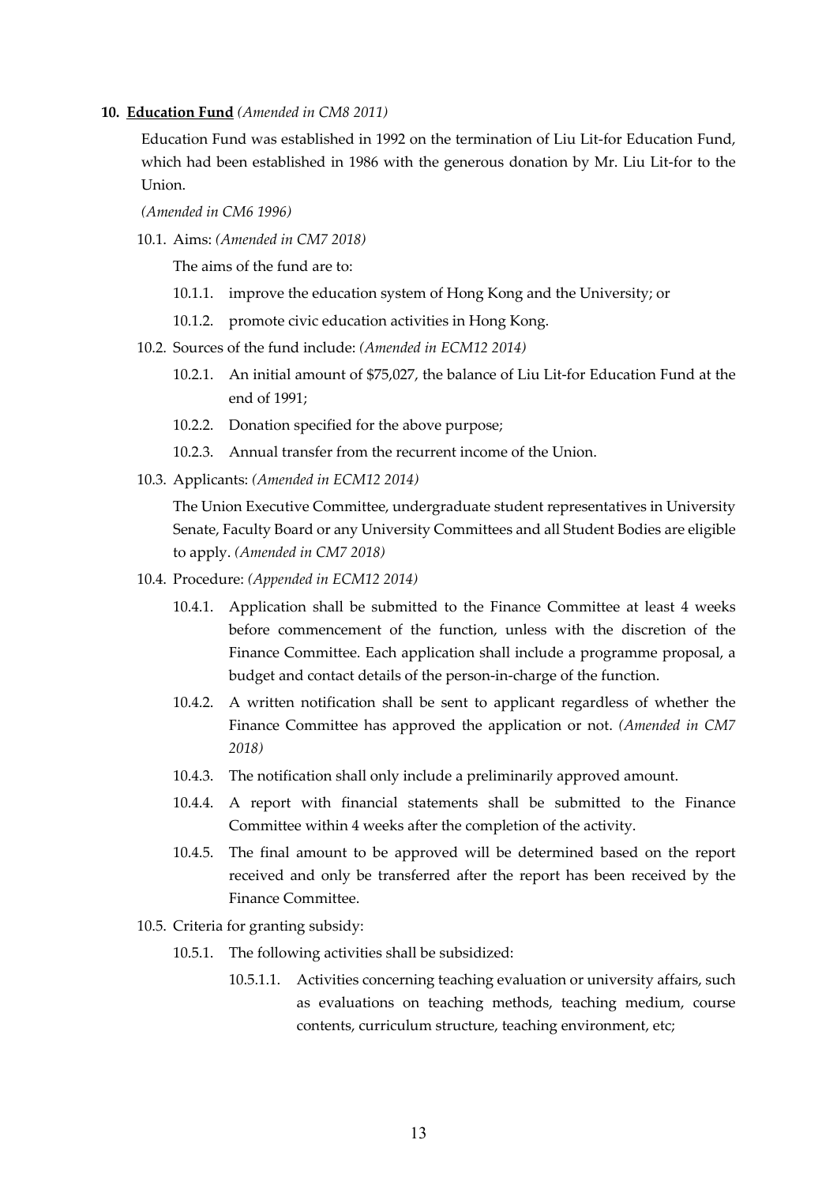**10. <u>Education Fund</u>** *(Amended in CM8 2011)*

Education Fund was established in 1992 on the termination of Liu Lit-for Education Fund, which had been established in 1986 with the generous donation by Mr. Liu Lit-for to the Union.

*(Amended in CM6 1996)*

10.1. Aims: *(Amended in CM7 2018)*

The aims of the fund are to:

10.1.1. improve the education system of Hong Kong and the University; or

10.1.2. promote civic education activities in Hong Kong.

10.2. Sources of the fund include: *(Amended in ECM12 2014)*

10.2.1. An initial amount of $75,027, the balance of Liu Lit-for Education Fund at the end of 1991;

10.2.2. Donation specified for the above purpose;

10.2.3. Annual transfer from the recurrent income of the Union.

10.3. Applicants: *(Amended in ECM12 2014)*

The Union Executive Committee, undergraduate student representatives in University Senate, Faculty Board or any University Committees and all Student Bodies are eligible to apply. *(Amended in CM7 2018)*

10.4. Procedure: *(Appended in ECM12 2014)*

10.4.1. Application shall be submitted to the Finance Committee at least 4 weeks before commencement of the function, unless with the discretion of the Finance Committee. Each application shall include a programme proposal, a budget and contact details of the person-in-charge of the function.

10.4.2. A written notification shall be sent to applicant regardless of whether the Finance Committee has approved the application or not. *(Amended in CM7 2018)*

10.4.3. The notification shall only include a preliminarily approved amount.

10.4.4. A report with financial statements shall be submitted to the Finance Committee within 4 weeks after the completion of the activity.

10.4.5. The final amount to be approved will be determined based on the report received and only be transferred after the report has been received by the Finance Committee.

10.5. Criteria for granting subsidy:

10.5.1. The following activities shall be subsidized:

10.5.1.1. Activities concerning teaching evaluation or university affairs, such as evaluations on teaching methods, teaching medium, course contents, curriculum structure, teaching environment, etc;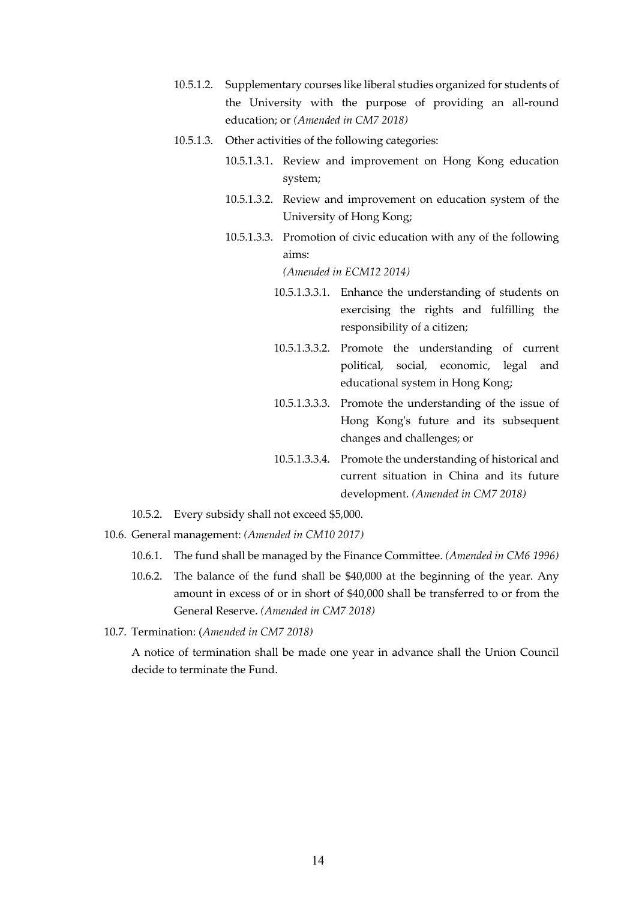10.5.1.2. Supplementary courses like liberal studies organized for students of the University with the purpose of providing an all-round education; or *(Amended in CM7 2018)*

10.5.1.3. Other activities of the following categories:

10.5.1.3.1. Review and improvement on Hong Kong education system;

10.5.1.3.2. Review and improvement on education system of the University of Hong Kong;

10.5.1.3.3. Promotion of civic education with any of the following aims:
*(Amended in ECM12 2014)*

10.5.1.3.3.1. Enhance the understanding of students on exercising the rights and fulfilling the responsibility of a citizen;

10.5.1.3.3.2. Promote the understanding of current political, social, economic, legal and educational system in Hong Kong;

10.5.1.3.3.3. Promote the understanding of the issue of Hong Kong's future and its subsequent changes and challenges; or

10.5.1.3.3.4. Promote the understanding of historical and current situation in China and its future development. *(Amended in CM7 2018)*

10.5.2. Every subsidy shall not exceed $5,000.

10.6. General management: *(Amended in CM10 2017)*

10.6.1. The fund shall be managed by the Finance Committee. *(Amended in CM6 1996)*

10.6.2. The balance of the fund shall be $40,000 at the beginning of the year. Any amount in excess of or in short of $40,000 shall be transferred to or from the General Reserve. *(Amended in CM7 2018)*

10.7. Termination: (*Amended in CM7 2018)*

A notice of termination shall be made one year in advance shall the Union Council decide to terminate the Fund.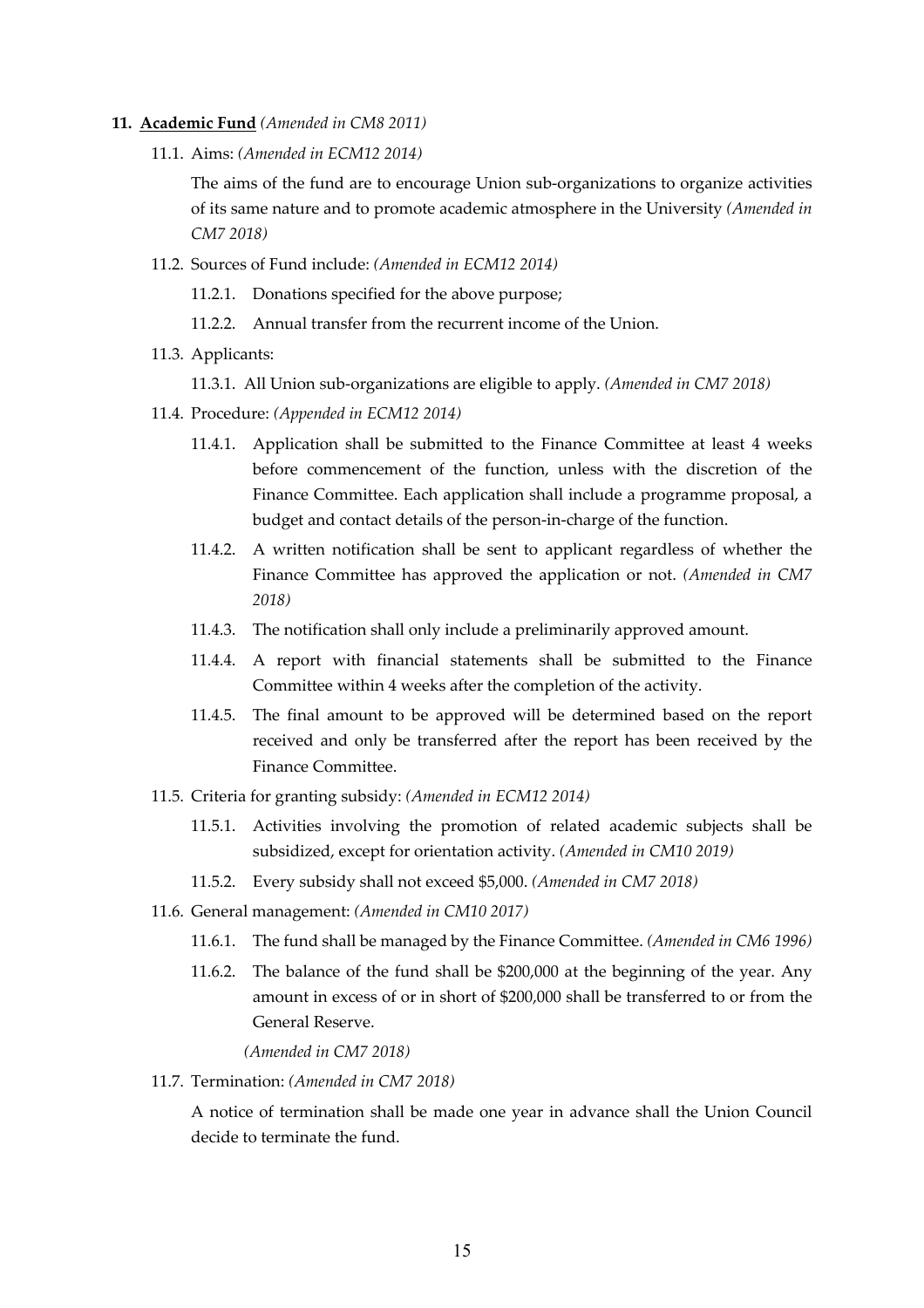**11. <u>Academic Fund</u>** *(Amended in CM8 2011)*

11.1. Aims: *(Amended in ECM12 2014)*

The aims of the fund are to encourage Union sub-organizations to organize activities of its same nature and to promote academic atmosphere in the University *(Amended in CM7 2018)*

11.2. Sources of Fund include: *(Amended in ECM12 2014)*

11.2.1. Donations specified for the above purpose;

11.2.2. Annual transfer from the recurrent income of the Union.

11.3. Applicants:

11.3.1. All Union sub-organizations are eligible to apply. *(Amended in CM7 2018)*

11.4. Procedure: *(Appended in ECM12 2014)*

11.4.1. Application shall be submitted to the Finance Committee at least 4 weeks before commencement of the function, unless with the discretion of the Finance Committee. Each application shall include a programme proposal, a budget and contact details of the person-in-charge of the function.

11.4.2. A written notification shall be sent to applicant regardless of whether the Finance Committee has approved the application or not. *(Amended in CM7 2018)*

11.4.3. The notification shall only include a preliminarily approved amount.

11.4.4. A report with financial statements shall be submitted to the Finance Committee within 4 weeks after the completion of the activity.

11.4.5. The final amount to be approved will be determined based on the report received and only be transferred after the report has been received by the Finance Committee.

11.5. Criteria for granting subsidy: *(Amended in ECM12 2014)*

11.5.1. Activities involving the promotion of related academic subjects shall be subsidized, except for orientation activity. *(Amended in CM10 2019)*

11.5.2. Every subsidy shall not exceed $5,000. *(Amended in CM7 2018)*

11.6. General management: *(Amended in CM10 2017)*

11.6.1. The fund shall be managed by the Finance Committee. *(Amended in CM6 1996)*

11.6.2. The balance of the fund shall be $200,000 at the beginning of the year. Any amount in excess of or in short of $200,000 shall be transferred to or from the General Reserve.

*(Amended in CM7 2018)*

11.7. Termination: *(Amended in CM7 2018)*

A notice of termination shall be made one year in advance shall the Union Council decide to terminate the fund.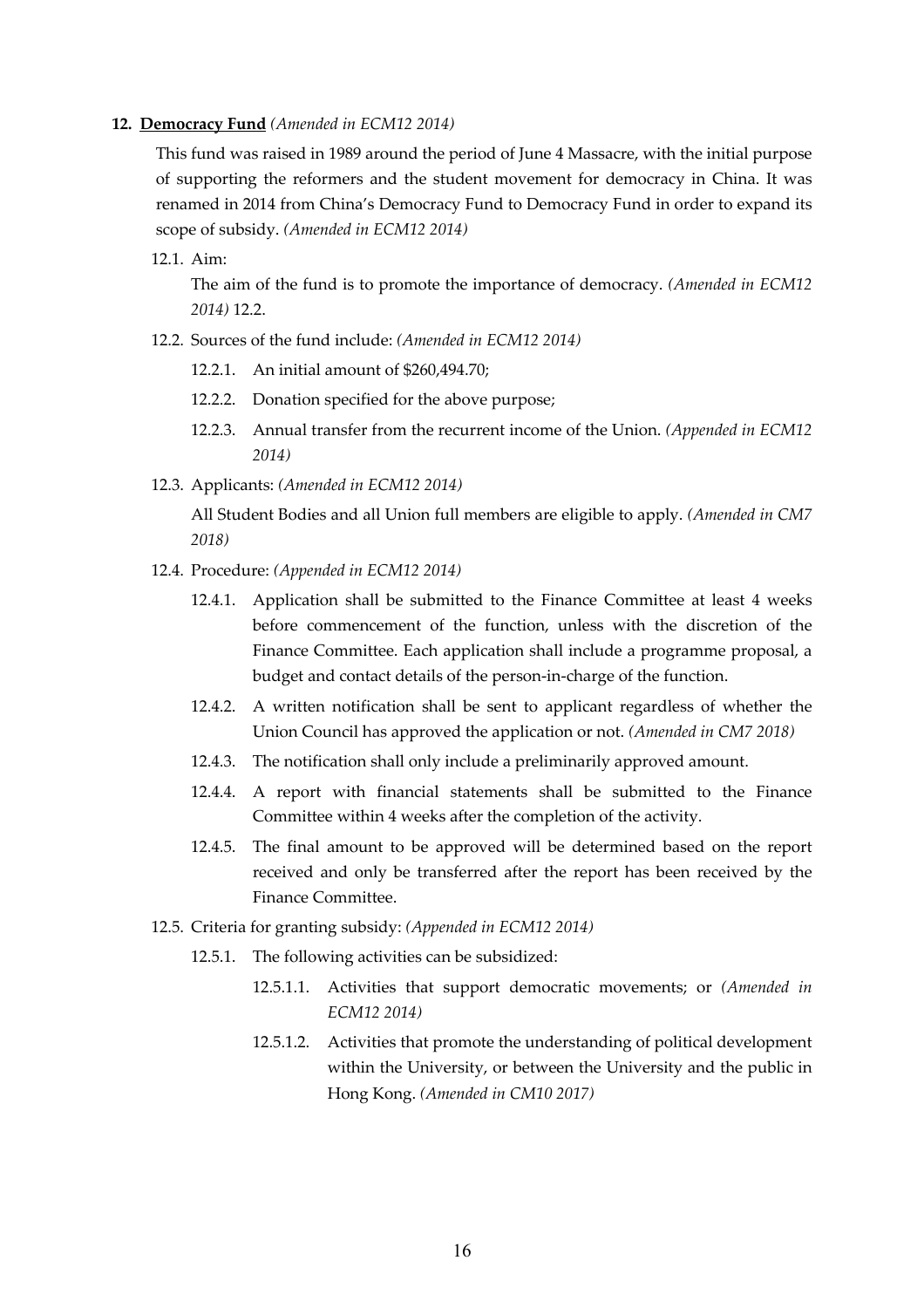**12. <u>Democracy Fund</u>** *(Amended in ECM12 2014)*

This fund was raised in 1989 around the period of June 4 Massacre, with the initial purpose of supporting the reformers and the student movement for democracy in China. It was renamed in 2014 from China's Democracy Fund to Democracy Fund in order to expand its scope of subsidy. *(Amended in ECM12 2014)*

12.1. Aim:

The aim of the fund is to promote the importance of democracy. *(Amended in ECM12 2014)* 12.2.

12.2. Sources of the fund include: *(Amended in ECM12 2014)*

- 12.2.1. An initial amount of $260,494.70;
- 12.2.2. Donation specified for the above purpose;
- 12.2.3. Annual transfer from the recurrent income of the Union. *(Appended in ECM12 2014)*

12.3. Applicants: *(Amended in ECM12 2014)*

All Student Bodies and all Union full members are eligible to apply. *(Amended in CM7 2018)*

12.4. Procedure: *(Appended in ECM12 2014)*

- 12.4.1. Application shall be submitted to the Finance Committee at least 4 weeks before commencement of the function, unless with the discretion of the Finance Committee. Each application shall include a programme proposal, a budget and contact details of the person-in-charge of the function.
- 12.4.2. A written notification shall be sent to applicant regardless of whether the Union Council has approved the application or not. *(Amended in CM7 2018)*
- 12.4.3. The notification shall only include a preliminarily approved amount.
- 12.4.4. A report with financial statements shall be submitted to the Finance Committee within 4 weeks after the completion of the activity.
- 12.4.5. The final amount to be approved will be determined based on the report received and only be transferred after the report has been received by the Finance Committee.

12.5. Criteria for granting subsidy: *(Appended in ECM12 2014)*

- 12.5.1. The following activities can be subsidized:
  - 12.5.1.1. Activities that support democratic movements; or *(Amended in ECM12 2014)*
  - 12.5.1.2. Activities that promote the understanding of political development within the University, or between the University and the public in Hong Kong. *(Amended in CM10 2017)*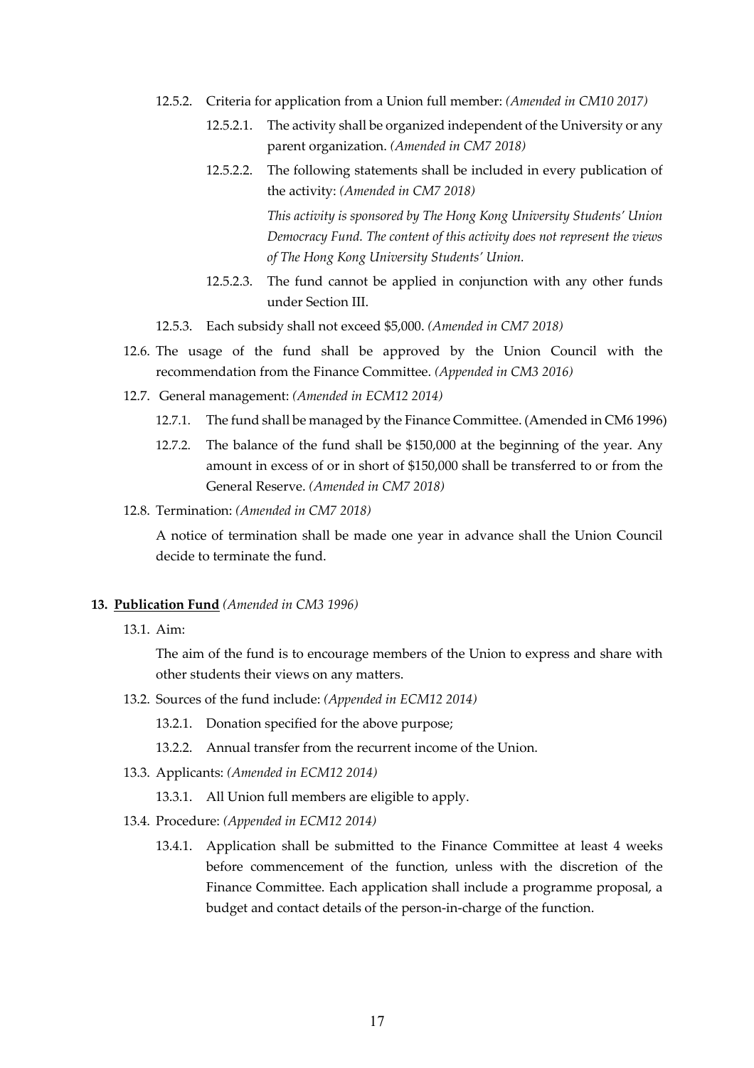12.5.2. Criteria for application from a Union full member: *(Amended in CM10 2017)*

12.5.2.1. The activity shall be organized independent of the University or any parent organization. *(Amended in CM7 2018)*

12.5.2.2. The following statements shall be included in every publication of the activity: *(Amended in CM7 2018)*

*This activity is sponsored by The Hong Kong University Students' Union Democracy Fund. The content of this activity does not represent the views of The Hong Kong University Students' Union.*

12.5.2.3. The fund cannot be applied in conjunction with any other funds under Section III.

12.5.3. Each subsidy shall not exceed $5,000. *(Amended in CM7 2018)*

12.6. The usage of the fund shall be approved by the Union Council with the recommendation from the Finance Committee. *(Appended in CM3 2016)*

12.7. General management: *(Amended in ECM12 2014)*

12.7.1. The fund shall be managed by the Finance Committee. (Amended in CM6 1996)

12.7.2. The balance of the fund shall be $150,000 at the beginning of the year. Any amount in excess of or in short of $150,000 shall be transferred to or from the General Reserve. *(Amended in CM7 2018)*

12.8. Termination: *(Amended in CM7 2018)*

A notice of termination shall be made one year in advance shall the Union Council decide to terminate the fund.

**13. <u>Publication Fund</u>** *(Amended in CM3 1996)*

13.1. Aim:

The aim of the fund is to encourage members of the Union to express and share with other students their views on any matters.

13.2. Sources of the fund include: *(Appended in ECM12 2014)*

13.2.1. Donation specified for the above purpose;

13.2.2. Annual transfer from the recurrent income of the Union.

13.3. Applicants: *(Amended in ECM12 2014)*

13.3.1. All Union full members are eligible to apply.

13.4. Procedure: *(Appended in ECM12 2014)*

13.4.1. Application shall be submitted to the Finance Committee at least 4 weeks before commencement of the function, unless with the discretion of the Finance Committee. Each application shall include a programme proposal, a budget and contact details of the person-in-charge of the function.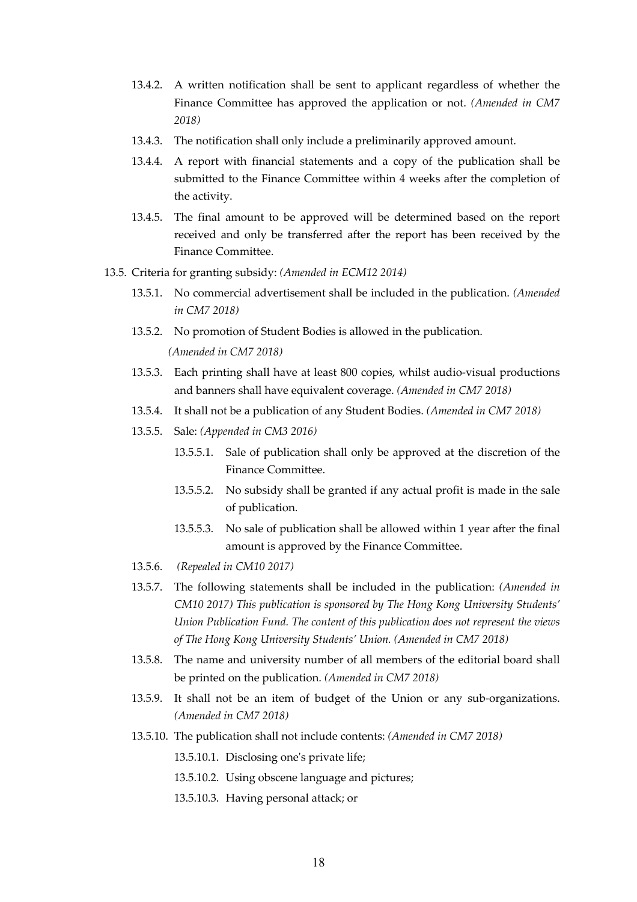13.4.2. A written notification shall be sent to applicant regardless of whether the Finance Committee has approved the application or not. *(Amended in CM7 2018)*

13.4.3. The notification shall only include a preliminarily approved amount.

13.4.4. A report with financial statements and a copy of the publication shall be submitted to the Finance Committee within 4 weeks after the completion of the activity.

13.4.5. The final amount to be approved will be determined based on the report received and only be transferred after the report has been received by the Finance Committee.

13.5. Criteria for granting subsidy: *(Amended in ECM12 2014)*

13.5.1. No commercial advertisement shall be included in the publication. *(Amended in CM7 2018)*

13.5.2. No promotion of Student Bodies is allowed in the publication. *(Amended in CM7 2018)*

13.5.3. Each printing shall have at least 800 copies, whilst audio-visual productions and banners shall have equivalent coverage. *(Amended in CM7 2018)*

13.5.4. It shall not be a publication of any Student Bodies. *(Amended in CM7 2018)*

13.5.5. Sale: *(Appended in CM3 2016)*

13.5.5.1. Sale of publication shall only be approved at the discretion of the Finance Committee.

13.5.5.2. No subsidy shall be granted if any actual profit is made in the sale of publication.

13.5.5.3. No sale of publication shall be allowed within 1 year after the final amount is approved by the Finance Committee.

13.5.6. *(Repealed in CM10 2017)*

13.5.7. The following statements shall be included in the publication: *(Amended in CM10 2017) This publication is sponsored by The Hong Kong University Students' Union Publication Fund. The content of this publication does not represent the views of The Hong Kong University Students' Union. (Amended in CM7 2018)*

13.5.8. The name and university number of all members of the editorial board shall be printed on the publication. *(Amended in CM7 2018)*

13.5.9. It shall not be an item of budget of the Union or any sub-organizations. *(Amended in CM7 2018)*

13.5.10. The publication shall not include contents: *(Amended in CM7 2018)*

13.5.10.1. Disclosing one's private life;

13.5.10.2. Using obscene language and pictures;

13.5.10.3. Having personal attack; or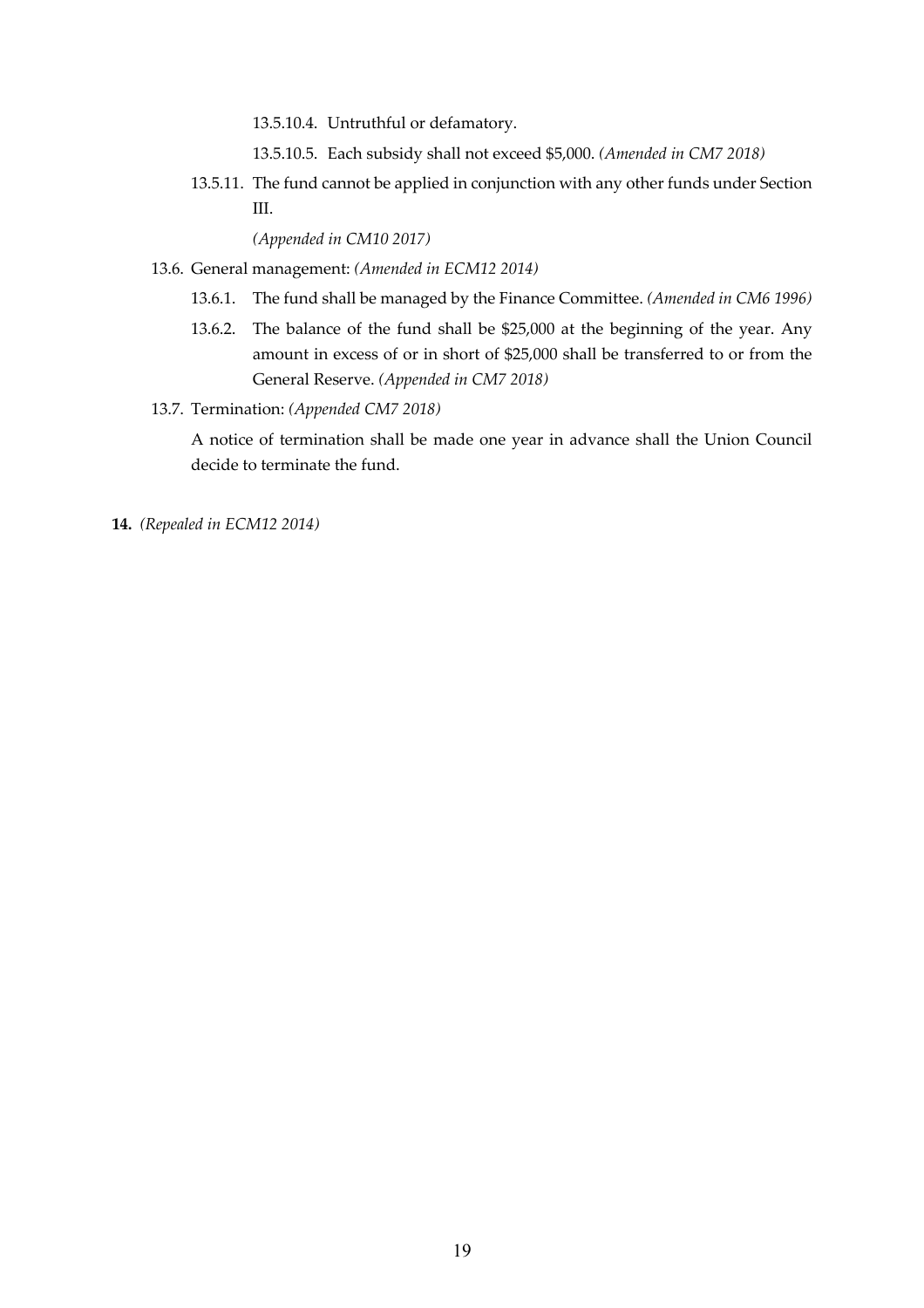13.5.10.4. Untruthful or defamatory.

13.5.10.5. Each subsidy shall not exceed $5,000. *(Amended in CM7 2018)*

13.5.11. The fund cannot be applied in conjunction with any other funds under Section III.

*(Appended in CM10 2017)*

13.6. General management: *(Amended in ECM12 2014)*

13.6.1. The fund shall be managed by the Finance Committee. *(Amended in CM6 1996)*

13.6.2. The balance of the fund shall be $25,000 at the beginning of the year. Any amount in excess of or in short of $25,000 shall be transferred to or from the General Reserve. *(Appended in CM7 2018)*

13.7. Termination: *(Appended CM7 2018)*

A notice of termination shall be made one year in advance shall the Union Council decide to terminate the fund.

**14.** *(Repealed in ECM12 2014)*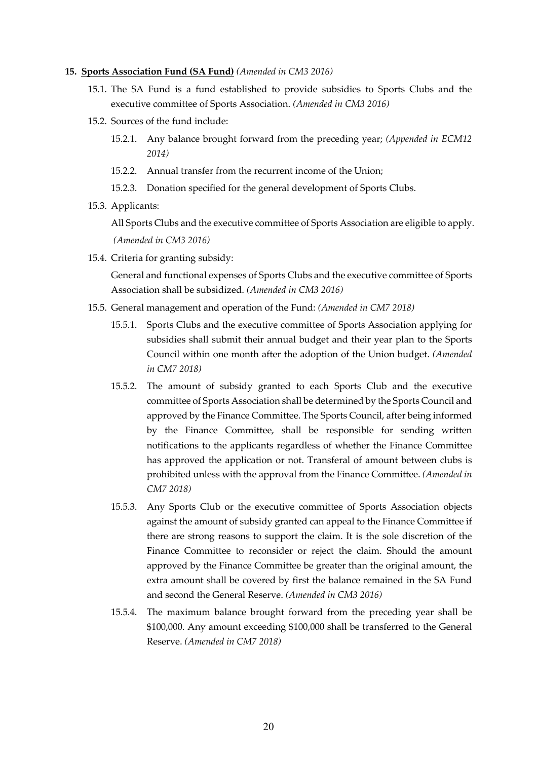**15. <u>Sports Association Fund (SA Fund)</u>** *(Amended in CM3 2016)*

15.1. The SA Fund is a fund established to provide subsidies to Sports Clubs and the executive committee of Sports Association. *(Amended in CM3 2016)*

15.2. Sources of the fund include:

15.2.1. Any balance brought forward from the preceding year; *(Appended in ECM12 2014)*

15.2.2. Annual transfer from the recurrent income of the Union;

15.2.3. Donation specified for the general development of Sports Clubs.

15.3. Applicants:

All Sports Clubs and the executive committee of Sports Association are eligible to apply. *(Amended in CM3 2016)*

15.4. Criteria for granting subsidy:

General and functional expenses of Sports Clubs and the executive committee of Sports Association shall be subsidized. *(Amended in CM3 2016)*

15.5. General management and operation of the Fund: *(Amended in CM7 2018)*

15.5.1. Sports Clubs and the executive committee of Sports Association applying for subsidies shall submit their annual budget and their year plan to the Sports Council within one month after the adoption of the Union budget. *(Amended in CM7 2018)*

15.5.2. The amount of subsidy granted to each Sports Club and the executive committee of Sports Association shall be determined by the Sports Council and approved by the Finance Committee. The Sports Council, after being informed by the Finance Committee, shall be responsible for sending written notifications to the applicants regardless of whether the Finance Committee has approved the application or not. Transferal of amount between clubs is prohibited unless with the approval from the Finance Committee. *(Amended in CM7 2018)*

15.5.3. Any Sports Club or the executive committee of Sports Association objects against the amount of subsidy granted can appeal to the Finance Committee if there are strong reasons to support the claim. It is the sole discretion of the Finance Committee to reconsider or reject the claim. Should the amount approved by the Finance Committee be greater than the original amount, the extra amount shall be covered by first the balance remained in the SA Fund and second the General Reserve. *(Amended in CM3 2016)*

15.5.4. The maximum balance brought forward from the preceding year shall be $100,000. Any amount exceeding $100,000 shall be transferred to the General Reserve. *(Amended in CM7 2018)*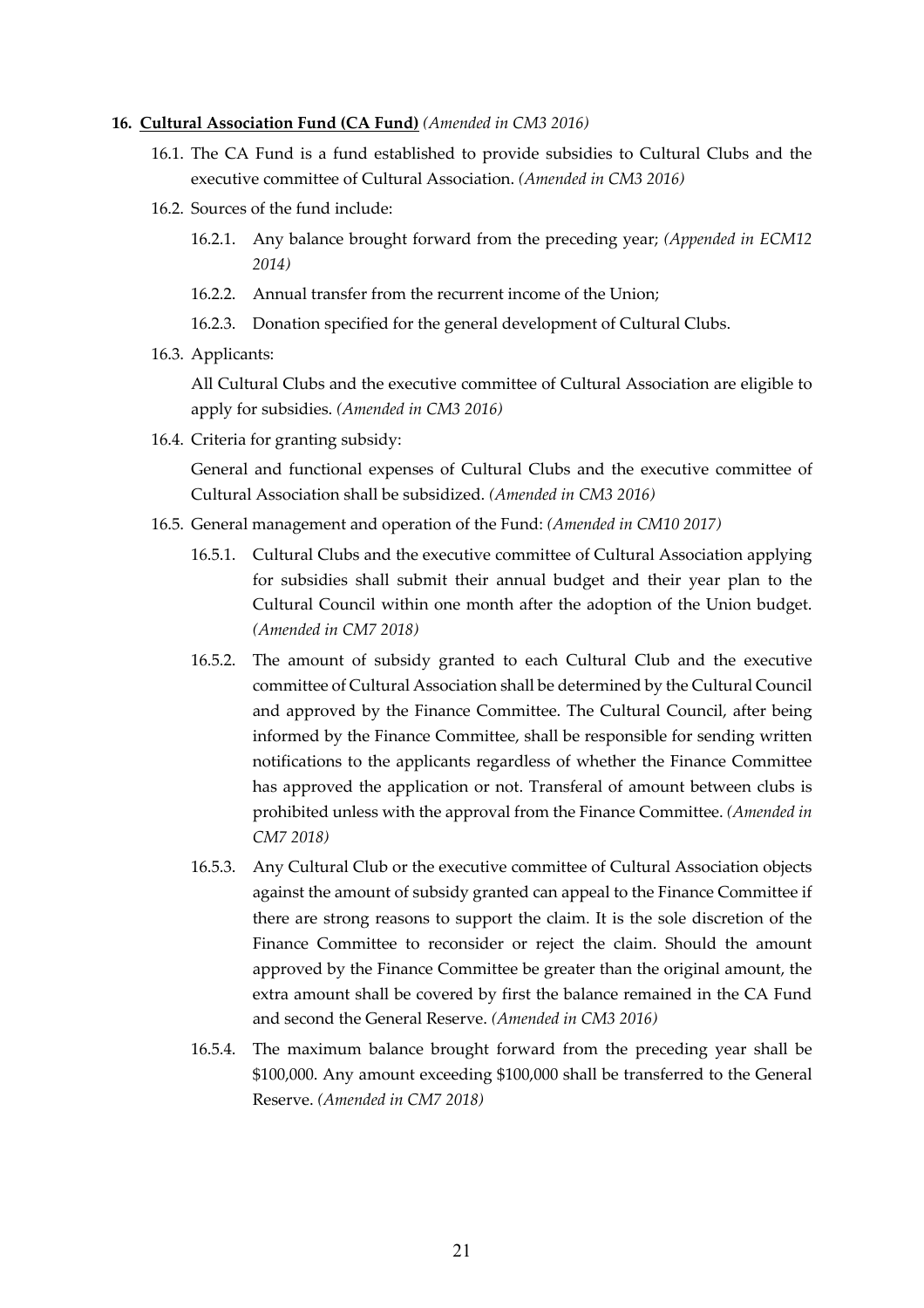**16. <u>Cultural Association Fund (CA Fund)</u>** *(Amended in CM3 2016)*

16.1. The CA Fund is a fund established to provide subsidies to Cultural Clubs and the executive committee of Cultural Association. *(Amended in CM3 2016)*

16.2. Sources of the fund include:

16.2.1. Any balance brought forward from the preceding year; *(Appended in ECM12 2014)*

16.2.2. Annual transfer from the recurrent income of the Union;

16.2.3. Donation specified for the general development of Cultural Clubs.

16.3. Applicants:

All Cultural Clubs and the executive committee of Cultural Association are eligible to apply for subsidies. *(Amended in CM3 2016)*

16.4. Criteria for granting subsidy:

General and functional expenses of Cultural Clubs and the executive committee of Cultural Association shall be subsidized. *(Amended in CM3 2016)*

16.5. General management and operation of the Fund: *(Amended in CM10 2017)*

16.5.1. Cultural Clubs and the executive committee of Cultural Association applying for subsidies shall submit their annual budget and their year plan to the Cultural Council within one month after the adoption of the Union budget. *(Amended in CM7 2018)*

16.5.2. The amount of subsidy granted to each Cultural Club and the executive committee of Cultural Association shall be determined by the Cultural Council and approved by the Finance Committee. The Cultural Council, after being informed by the Finance Committee, shall be responsible for sending written notifications to the applicants regardless of whether the Finance Committee has approved the application or not. Transferal of amount between clubs is prohibited unless with the approval from the Finance Committee. *(Amended in CM7 2018)*

16.5.3. Any Cultural Club or the executive committee of Cultural Association objects against the amount of subsidy granted can appeal to the Finance Committee if there are strong reasons to support the claim. It is the sole discretion of the Finance Committee to reconsider or reject the claim. Should the amount approved by the Finance Committee be greater than the original amount, the extra amount shall be covered by first the balance remained in the CA Fund and second the General Reserve. *(Amended in CM3 2016)*

16.5.4. The maximum balance brought forward from the preceding year shall be $100,000. Any amount exceeding $100,000 shall be transferred to the General Reserve. *(Amended in CM7 2018)*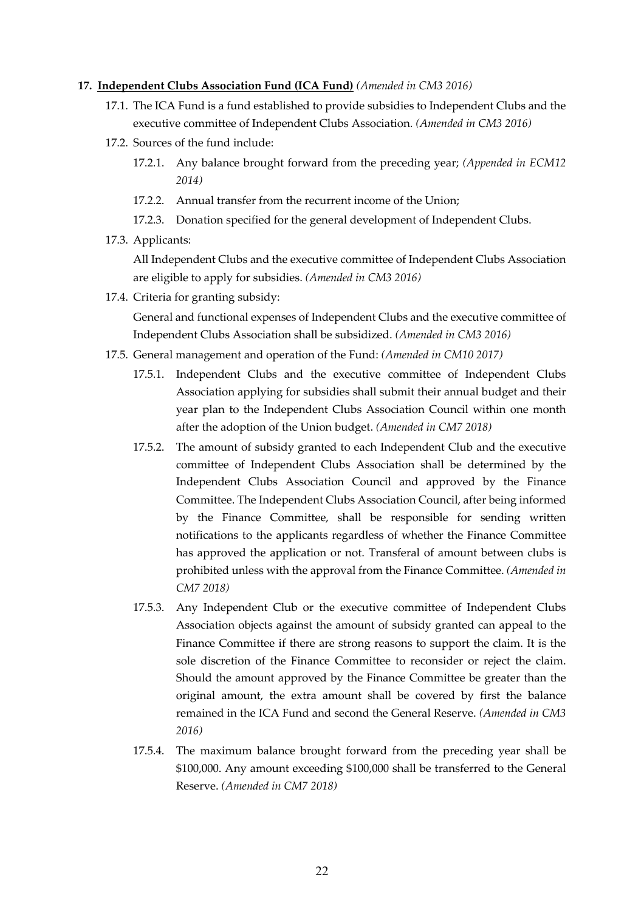## 17. <u>**Independent Clubs Association Fund (ICA Fund)**</u> *(Amended in CM3 2016)*

17.1. The ICA Fund is a fund established to provide subsidies to Independent Clubs and the executive committee of Independent Clubs Association. *(Amended in CM3 2016)*

17.2. Sources of the fund include:

17.2.1. Any balance brought forward from the preceding year; *(Appended in ECM12 2014)*

17.2.2. Annual transfer from the recurrent income of the Union;

17.2.3. Donation specified for the general development of Independent Clubs.

17.3. Applicants:

All Independent Clubs and the executive committee of Independent Clubs Association are eligible to apply for subsidies. *(Amended in CM3 2016)*

17.4. Criteria for granting subsidy:

General and functional expenses of Independent Clubs and the executive committee of Independent Clubs Association shall be subsidized. *(Amended in CM3 2016)*

17.5. General management and operation of the Fund: *(Amended in CM10 2017)*

17.5.1. Independent Clubs and the executive committee of Independent Clubs Association applying for subsidies shall submit their annual budget and their year plan to the Independent Clubs Association Council within one month after the adoption of the Union budget. *(Amended in CM7 2018)*

17.5.2. The amount of subsidy granted to each Independent Club and the executive committee of Independent Clubs Association shall be determined by the Independent Clubs Association Council and approved by the Finance Committee. The Independent Clubs Association Council, after being informed by the Finance Committee, shall be responsible for sending written notifications to the applicants regardless of whether the Finance Committee has approved the application or not. Transferal of amount between clubs is prohibited unless with the approval from the Finance Committee. *(Amended in CM7 2018)*

17.5.3. Any Independent Club or the executive committee of Independent Clubs Association objects against the amount of subsidy granted can appeal to the Finance Committee if there are strong reasons to support the claim. It is the sole discretion of the Finance Committee to reconsider or reject the claim. Should the amount approved by the Finance Committee be greater than the original amount, the extra amount shall be covered by first the balance remained in the ICA Fund and second the General Reserve. *(Amended in CM3 2016)*

17.5.4. The maximum balance brought forward from the preceding year shall be $100,000. Any amount exceeding $100,000 shall be transferred to the General Reserve. *(Amended in CM7 2018)*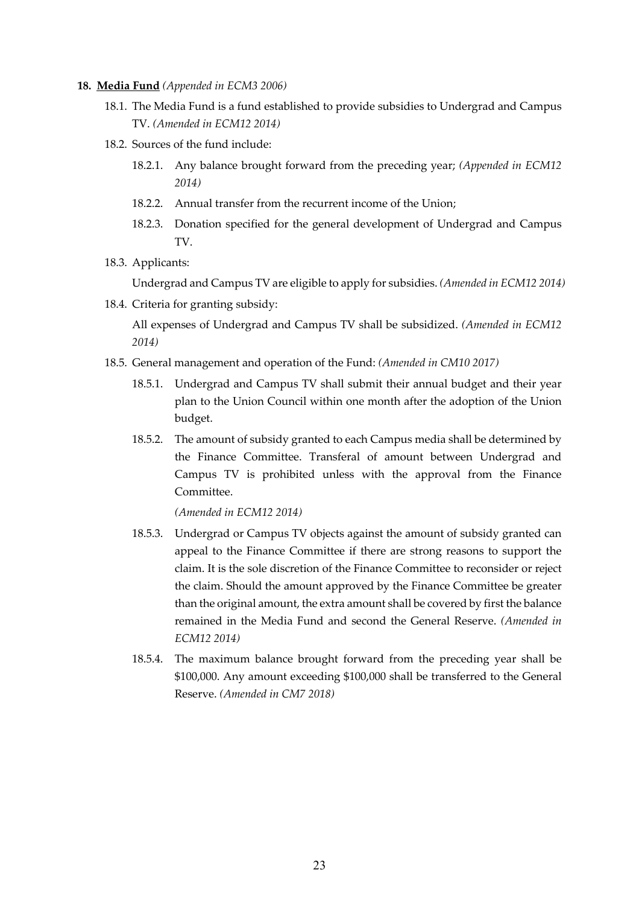**18. <u>Media Fund</u>** *(Appended in ECM3 2006)*

18.1. The Media Fund is a fund established to provide subsidies to Undergrad and Campus TV. *(Amended in ECM12 2014)*

18.2. Sources of the fund include:

18.2.1. Any balance brought forward from the preceding year; *(Appended in ECM12 2014)*

18.2.2. Annual transfer from the recurrent income of the Union;

18.2.3. Donation specified for the general development of Undergrad and Campus TV.

18.3. Applicants:

Undergrad and Campus TV are eligible to apply for subsidies. *(Amended in ECM12 2014)*

18.4. Criteria for granting subsidy:

All expenses of Undergrad and Campus TV shall be subsidized. *(Amended in ECM12 2014)*

18.5. General management and operation of the Fund: *(Amended in CM10 2017)*

18.5.1. Undergrad and Campus TV shall submit their annual budget and their year plan to the Union Council within one month after the adoption of the Union budget.

18.5.2. The amount of subsidy granted to each Campus media shall be determined by the Finance Committee. Transferal of amount between Undergrad and Campus TV is prohibited unless with the approval from the Finance Committee.

*(Amended in ECM12 2014)*

18.5.3. Undergrad or Campus TV objects against the amount of subsidy granted can appeal to the Finance Committee if there are strong reasons to support the claim. It is the sole discretion of the Finance Committee to reconsider or reject the claim. Should the amount approved by the Finance Committee be greater than the original amount, the extra amount shall be covered by first the balance remained in the Media Fund and second the General Reserve. *(Amended in ECM12 2014)*

18.5.4. The maximum balance brought forward from the preceding year shall be $100,000. Any amount exceeding $100,000 shall be transferred to the General Reserve. *(Amended in CM7 2018)*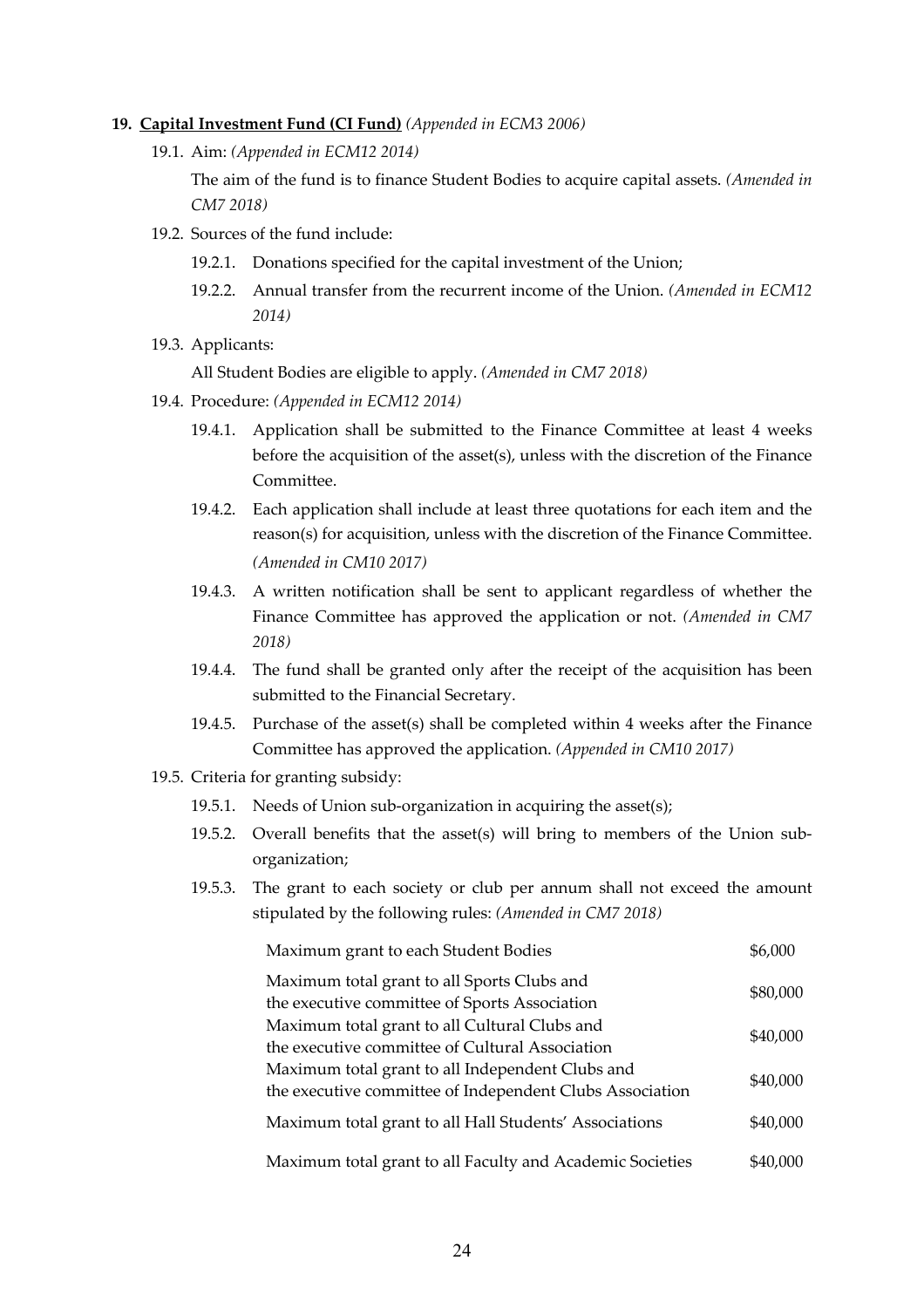**19. Capital Investment Fund (CI Fund)** *(Appended in ECM3 2006)*

19.1. Aim: *(Appended in ECM12 2014)*

The aim of the fund is to finance Student Bodies to acquire capital assets. *(Amended in CM7 2018)*

19.2. Sources of the fund include:

19.2.1. Donations specified for the capital investment of the Union;

19.2.2. Annual transfer from the recurrent income of the Union. *(Amended in ECM12 2014)*

19.3. Applicants:

All Student Bodies are eligible to apply. *(Amended in CM7 2018)*

19.4. Procedure: *(Appended in ECM12 2014)*

19.4.1. Application shall be submitted to the Finance Committee at least 4 weeks before the acquisition of the asset(s), unless with the discretion of the Finance Committee.

19.4.2. Each application shall include at least three quotations for each item and the reason(s) for acquisition, unless with the discretion of the Finance Committee. *(Amended in CM10 2017)*

19.4.3. A written notification shall be sent to applicant regardless of whether the Finance Committee has approved the application or not. *(Amended in CM7 2018)*

19.4.4. The fund shall be granted only after the receipt of the acquisition has been submitted to the Financial Secretary.

19.4.5. Purchase of the asset(s) shall be completed within 4 weeks after the Finance Committee has approved the application. *(Appended in CM10 2017)*

19.5. Criteria for granting subsidy:

19.5.1. Needs of Union sub-organization in acquiring the asset(s);

19.5.2. Overall benefits that the asset(s) will bring to members of the Union sub-organization;

19.5.3. The grant to each society or club per annum shall not exceed the amount stipulated by the following rules: *(Amended in CM7 2018)*

| | |
|---|---|
| Maximum grant to each Student Bodies | \$6,000 |
| Maximum total grant to all Sports Clubs and the executive committee of Sports Association | \$80,000 |
| Maximum total grant to all Cultural Clubs and the executive committee of Cultural Association | \$40,000 |
| Maximum total grant to all Independent Clubs and the executive committee of Independent Clubs Association | \$40,000 |
| Maximum total grant to all Hall Students' Associations | \$40,000 |
| Maximum total grant to all Faculty and Academic Societies | \$40,000 |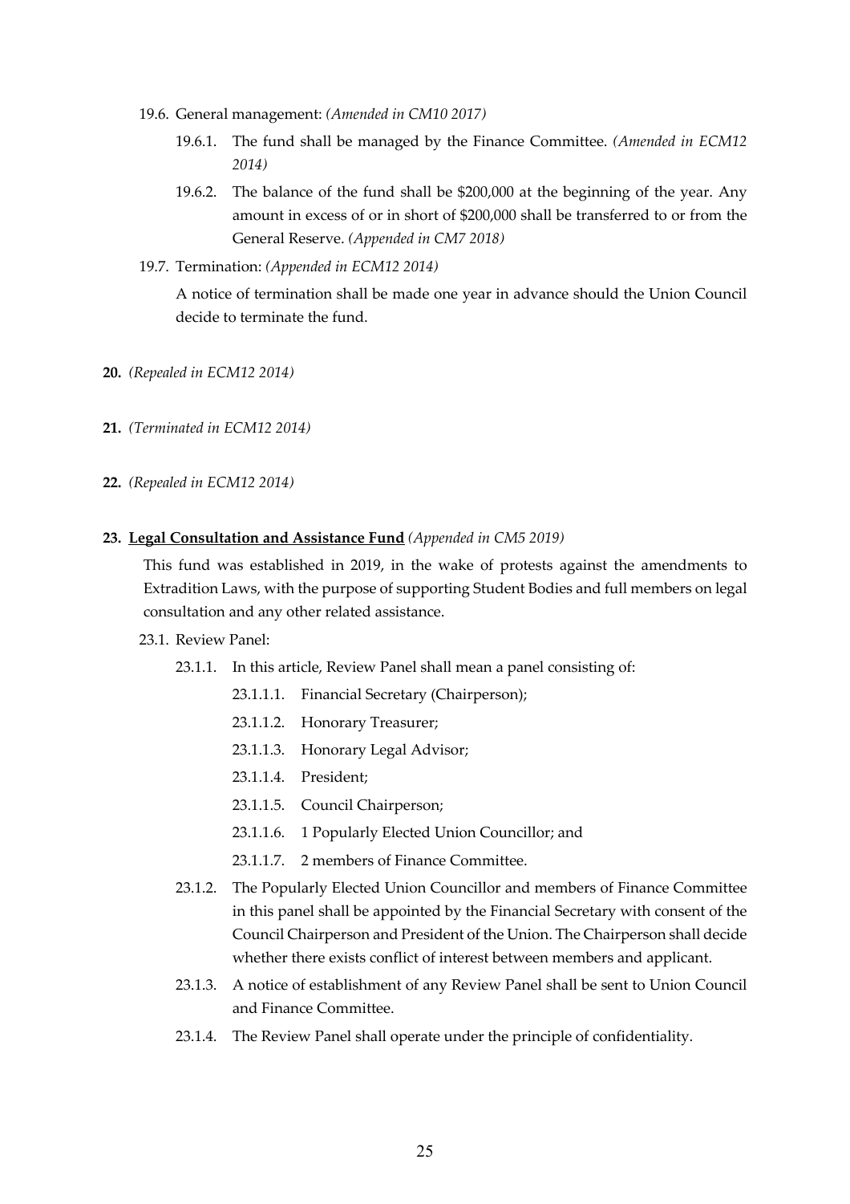19.6. General management: *(Amended in CM10 2017)*

19.6.1. The fund shall be managed by the Finance Committee. *(Amended in ECM12 2014)*

19.6.2. The balance of the fund shall be $200,000 at the beginning of the year. Any amount in excess of or in short of $200,000 shall be transferred to or from the General Reserve. *(Appended in CM7 2018)*

19.7. Termination: *(Appended in ECM12 2014)*

A notice of termination shall be made one year in advance should the Union Council decide to terminate the fund.

**20.** *(Repealed in ECM12 2014)*

**21.** *(Terminated in ECM12 2014)*

**22.** *(Repealed in ECM12 2014)*

**23. <u>Legal Consultation and Assistance Fund</u>** *(Appended in CM5 2019)*

This fund was established in 2019, in the wake of protests against the amendments to Extradition Laws, with the purpose of supporting Student Bodies and full members on legal consultation and any other related assistance.

23.1. Review Panel:

23.1.1. In this article, Review Panel shall mean a panel consisting of:

23.1.1.1. Financial Secretary (Chairperson);

23.1.1.2. Honorary Treasurer;

23.1.1.3. Honorary Legal Advisor;

23.1.1.4. President;

23.1.1.5. Council Chairperson;

23.1.1.6. 1 Popularly Elected Union Councillor; and

23.1.1.7. 2 members of Finance Committee.

23.1.2. The Popularly Elected Union Councillor and members of Finance Committee in this panel shall be appointed by the Financial Secretary with consent of the Council Chairperson and President of the Union. The Chairperson shall decide whether there exists conflict of interest between members and applicant.

23.1.3. A notice of establishment of any Review Panel shall be sent to Union Council and Finance Committee.

23.1.4. The Review Panel shall operate under the principle of confidentiality.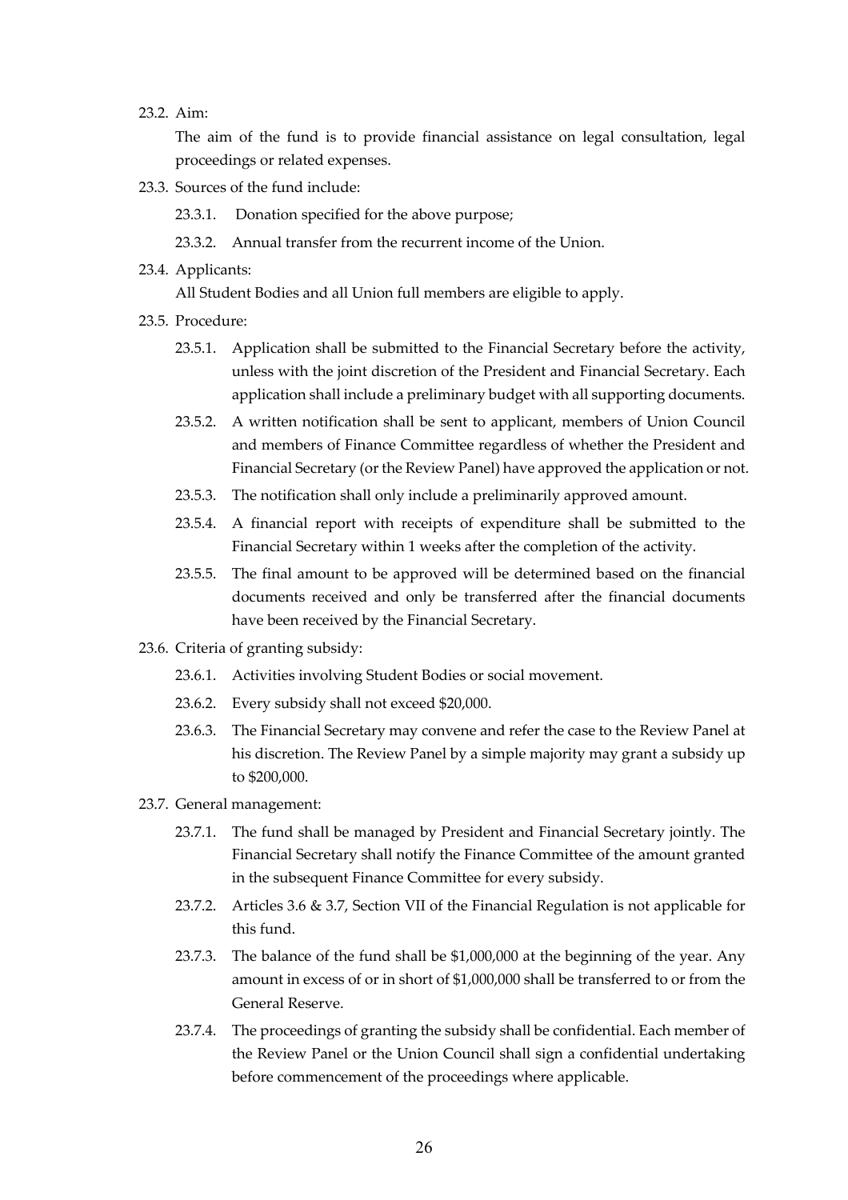23.2. Aim:

The aim of the fund is to provide financial assistance on legal consultation, legal proceedings or related expenses.

23.3. Sources of the fund include:

- 23.3.1. Donation specified for the above purpose;
- 23.3.2. Annual transfer from the recurrent income of the Union.

23.4. Applicants:

All Student Bodies and all Union full members are eligible to apply.

23.5. Procedure:

- 23.5.1. Application shall be submitted to the Financial Secretary before the activity, unless with the joint discretion of the President and Financial Secretary. Each application shall include a preliminary budget with all supporting documents.
- 23.5.2. A written notification shall be sent to applicant, members of Union Council and members of Finance Committee regardless of whether the President and Financial Secretary (or the Review Panel) have approved the application or not.
- 23.5.3. The notification shall only include a preliminarily approved amount.
- 23.5.4. A financial report with receipts of expenditure shall be submitted to the Financial Secretary within 1 weeks after the completion of the activity.
- 23.5.5. The final amount to be approved will be determined based on the financial documents received and only be transferred after the financial documents have been received by the Financial Secretary.

23.6. Criteria of granting subsidy:

- 23.6.1. Activities involving Student Bodies or social movement.
- 23.6.2. Every subsidy shall not exceed $20,000.
- 23.6.3. The Financial Secretary may convene and refer the case to the Review Panel at his discretion. The Review Panel by a simple majority may grant a subsidy up to $200,000.

23.7. General management:

- 23.7.1. The fund shall be managed by President and Financial Secretary jointly. The Financial Secretary shall notify the Finance Committee of the amount granted in the subsequent Finance Committee for every subsidy.
- 23.7.2. Articles 3.6 & 3.7, Section VII of the Financial Regulation is not applicable for this fund.
- 23.7.3. The balance of the fund shall be $1,000,000 at the beginning of the year. Any amount in excess of or in short of $1,000,000 shall be transferred to or from the General Reserve.
- 23.7.4. The proceedings of granting the subsidy shall be confidential. Each member of the Review Panel or the Union Council shall sign a confidential undertaking before commencement of the proceedings where applicable.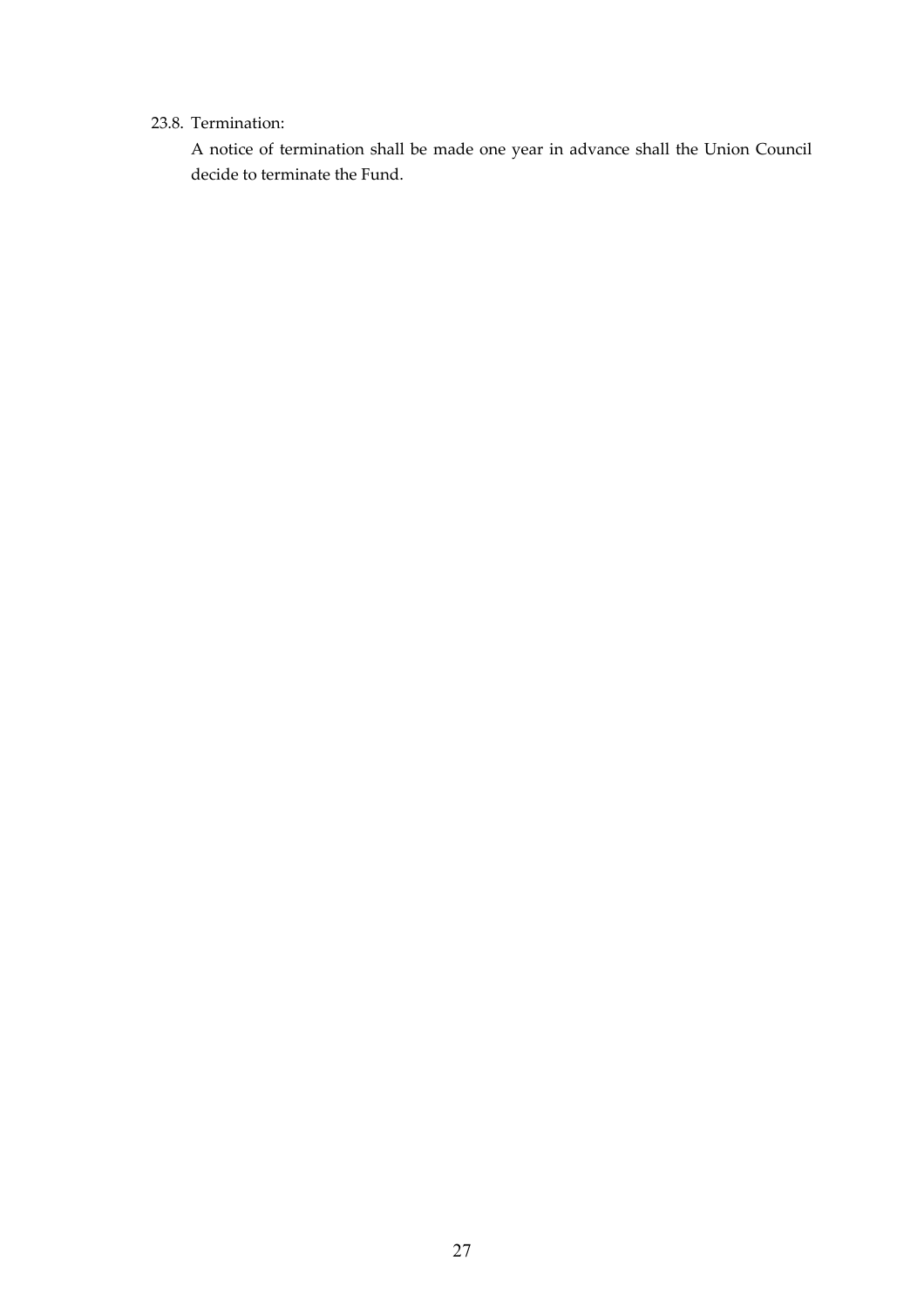23.8. Termination:

A notice of termination shall be made one year in advance shall the Union Council decide to terminate the Fund.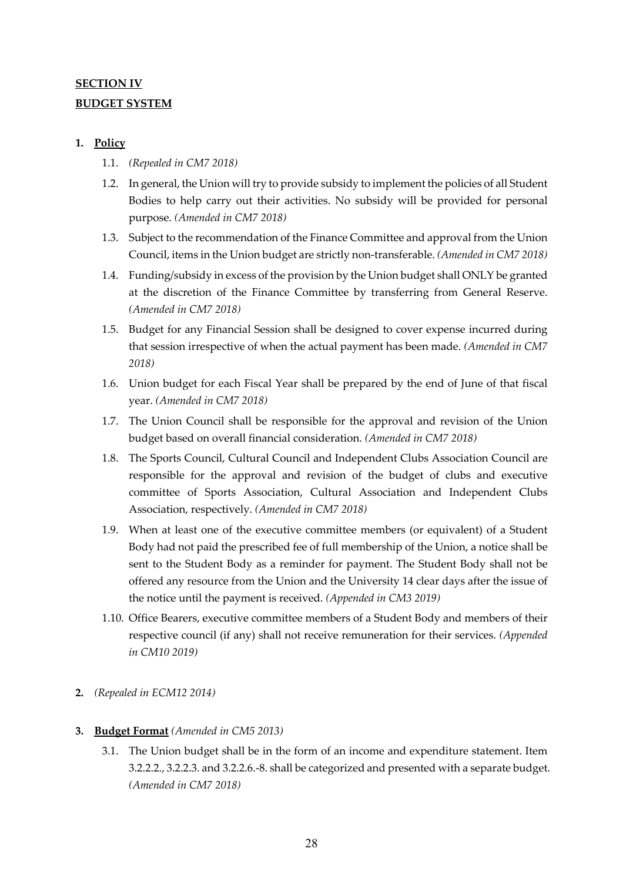## **SECTION IV**

## **BUDGET SYSTEM**

1. **Policy**

   1.1. *(Repealed in CM7 2018)*

   1.2. In general, the Union will try to provide subsidy to implement the policies of all Student Bodies to help carry out their activities. No subsidy will be provided for personal purpose. *(Amended in CM7 2018)*

   1.3. Subject to the recommendation of the Finance Committee and approval from the Union Council, items in the Union budget are strictly non-transferable. *(Amended in CM7 2018)*

   1.4. Funding/subsidy in excess of the provision by the Union budget shall ONLY be granted at the discretion of the Finance Committee by transferring from General Reserve. *(Amended in CM7 2018)*

   1.5. Budget for any Financial Session shall be designed to cover expense incurred during that session irrespective of when the actual payment has been made. *(Amended in CM7 2018)*

   1.6. Union budget for each Fiscal Year shall be prepared by the end of June of that fiscal year. *(Amended in CM7 2018)*

   1.7. The Union Council shall be responsible for the approval and revision of the Union budget based on overall financial consideration. *(Amended in CM7 2018)*

   1.8. The Sports Council, Cultural Council and Independent Clubs Association Council are responsible for the approval and revision of the budget of clubs and executive committee of Sports Association, Cultural Association and Independent Clubs Association, respectively. *(Amended in CM7 2018)*

   1.9. When at least one of the executive committee members (or equivalent) of a Student Body had not paid the prescribed fee of full membership of the Union, a notice shall be sent to the Student Body as a reminder for payment. The Student Body shall not be offered any resource from the Union and the University 14 clear days after the issue of the notice until the payment is received. *(Appended in CM3 2019)*

   1.10. Office Bearers, executive committee members of a Student Body and members of their respective council (if any) shall not receive remuneration for their services. *(Appended in CM10 2019)*

2. *(Repealed in ECM12 2014)*

3. **Budget Format** *(Amended in CM5 2013)*

   3.1. The Union budget shall be in the form of an income and expenditure statement. Item 3.2.2.2., 3.2.2.3. and 3.2.2.6.-8. shall be categorized and presented with a separate budget. *(Amended in CM7 2018)*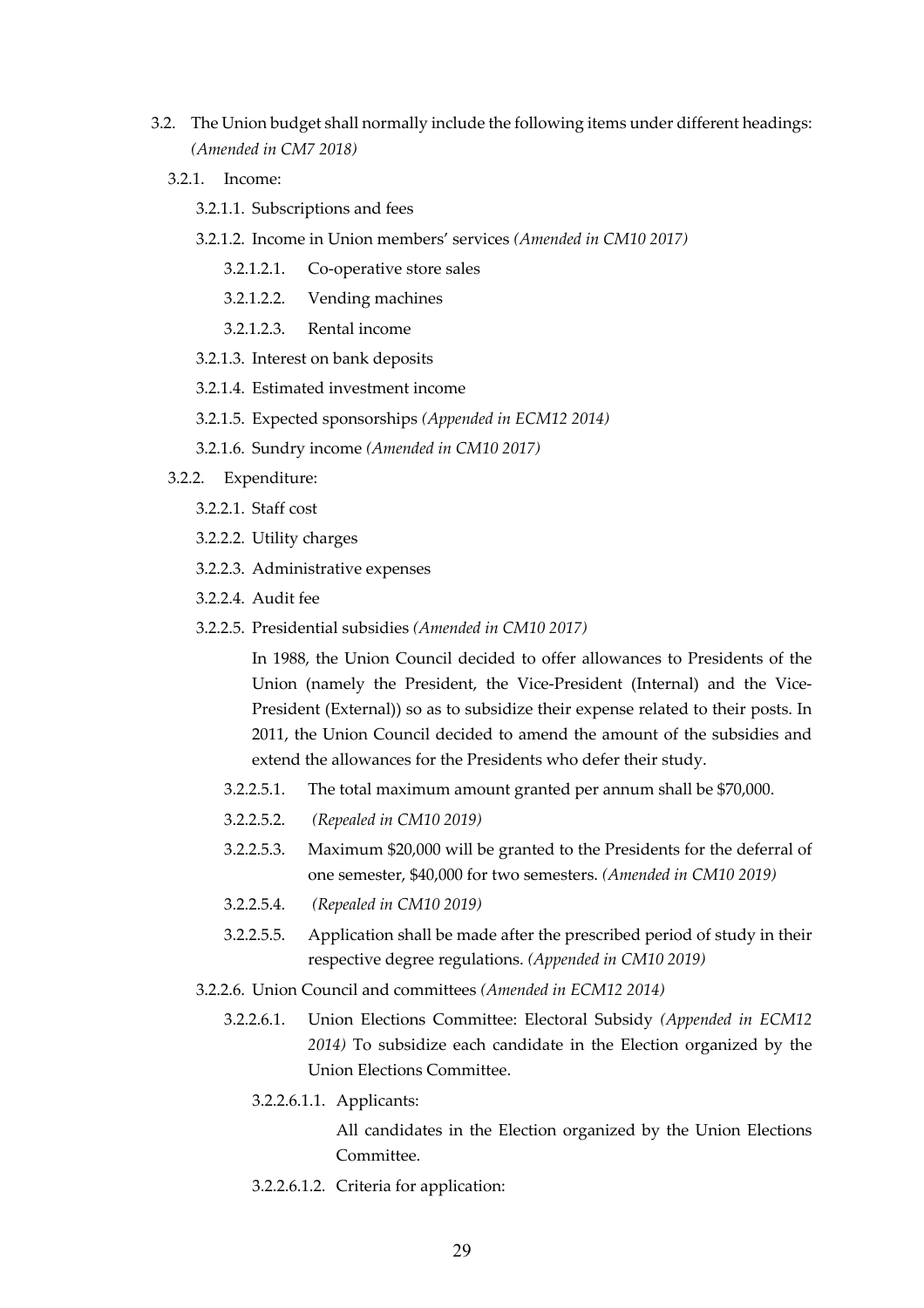3.2. The Union budget shall normally include the following items under different headings: *(Amended in CM7 2018)*

3.2.1. Income:

3.2.1.1. Subscriptions and fees

3.2.1.2. Income in Union members' services *(Amended in CM10 2017)*

3.2.1.2.1. Co-operative store sales

3.2.1.2.2. Vending machines

3.2.1.2.3. Rental income

3.2.1.3. Interest on bank deposits

3.2.1.4. Estimated investment income

3.2.1.5. Expected sponsorships *(Appended in ECM12 2014)*

3.2.1.6. Sundry income *(Amended in CM10 2017)*

3.2.2. Expenditure:

3.2.2.1. Staff cost

3.2.2.2. Utility charges

3.2.2.3. Administrative expenses

3.2.2.4. Audit fee

3.2.2.5. Presidential subsidies *(Amended in CM10 2017)*

In 1988, the Union Council decided to offer allowances to Presidents of the Union (namely the President, the Vice-President (Internal) and the Vice-President (External)) so as to subsidize their expense related to their posts. In 2011, the Union Council decided to amend the amount of the subsidies and extend the allowances for the Presidents who defer their study.

3.2.2.5.1. The total maximum amount granted per annum shall be $70,000.

3.2.2.5.2. *(Repealed in CM10 2019)*

3.2.2.5.3. Maximum $20,000 will be granted to the Presidents for the deferral of one semester, $40,000 for two semesters. *(Amended in CM10 2019)*

3.2.2.5.4. *(Repealed in CM10 2019)*

3.2.2.5.5. Application shall be made after the prescribed period of study in their respective degree regulations. *(Appended in CM10 2019)*

3.2.2.6. Union Council and committees *(Amended in ECM12 2014)*

3.2.2.6.1. Union Elections Committee: Electoral Subsidy *(Appended in ECM12 2014)* To subsidize each candidate in the Election organized by the Union Elections Committee.

3.2.2.6.1.1. Applicants:

All candidates in the Election organized by the Union Elections Committee.

3.2.2.6.1.2. Criteria for application: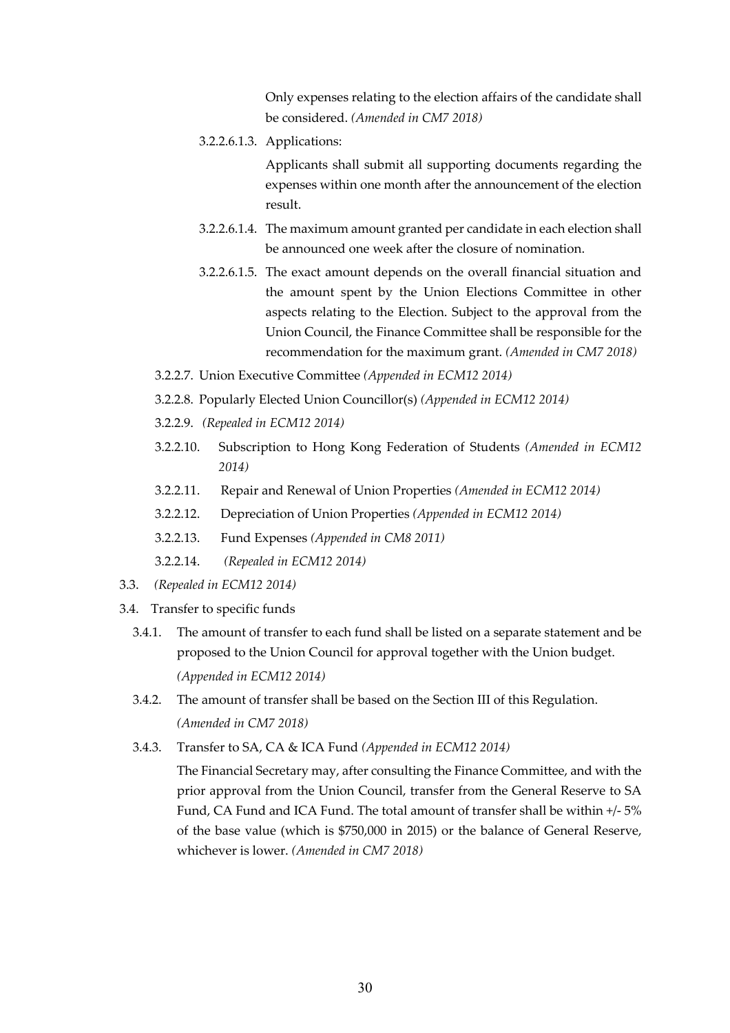Only expenses relating to the election affairs of the candidate shall be considered. *(Amended in CM7 2018)*

3.2.2.6.1.3. Applications:

Applicants shall submit all supporting documents regarding the expenses within one month after the announcement of the election result.

3.2.2.6.1.4. The maximum amount granted per candidate in each election shall be announced one week after the closure of nomination.

3.2.2.6.1.5. The exact amount depends on the overall financial situation and the amount spent by the Union Elections Committee in other aspects relating to the Election. Subject to the approval from the Union Council, the Finance Committee shall be responsible for the recommendation for the maximum grant. *(Amended in CM7 2018)*

3.2.2.7. Union Executive Committee *(Appended in ECM12 2014)*

3.2.2.8. Popularly Elected Union Councillor(s) *(Appended in ECM12 2014)*

3.2.2.9. *(Repealed in ECM12 2014)*

3.2.2.10. Subscription to Hong Kong Federation of Students *(Amended in ECM12 2014)*

3.2.2.11. Repair and Renewal of Union Properties *(Amended in ECM12 2014)*

3.2.2.12. Depreciation of Union Properties *(Appended in ECM12 2014)*

3.2.2.13. Fund Expenses *(Appended in CM8 2011)*

3.2.2.14. *(Repealed in ECM12 2014)*

3.3. *(Repealed in ECM12 2014)*

3.4. Transfer to specific funds

3.4.1. The amount of transfer to each fund shall be listed on a separate statement and be proposed to the Union Council for approval together with the Union budget. *(Appended in ECM12 2014)*

3.4.2. The amount of transfer shall be based on the Section III of this Regulation. *(Amended in CM7 2018)*

3.4.3. Transfer to SA, CA & ICA Fund *(Appended in ECM12 2014)*

The Financial Secretary may, after consulting the Finance Committee, and with the prior approval from the Union Council, transfer from the General Reserve to SA Fund, CA Fund and ICA Fund. The total amount of transfer shall be within +/- 5% of the base value (which is $750,000 in 2015) or the balance of General Reserve, whichever is lower. *(Amended in CM7 2018)*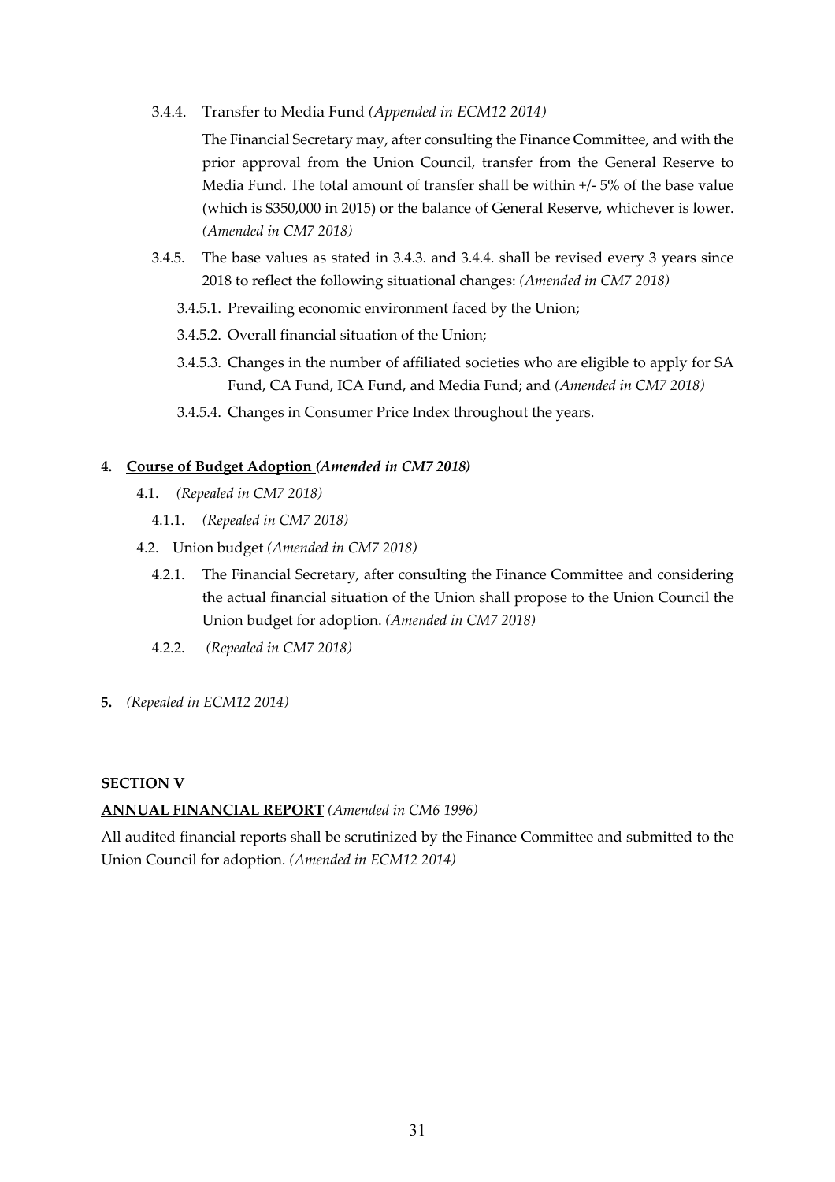3.4.4. Transfer to Media Fund *(Appended in ECM12 2014)*

The Financial Secretary may, after consulting the Finance Committee, and with the prior approval from the Union Council, transfer from the General Reserve to Media Fund. The total amount of transfer shall be within +/- 5% of the base value (which is $350,000 in 2015) or the balance of General Reserve, whichever is lower. *(Amended in CM7 2018)*

3.4.5. The base values as stated in 3.4.3. and 3.4.4. shall be revised every 3 years since 2018 to reflect the following situational changes: *(Amended in CM7 2018)*

3.4.5.1. Prevailing economic environment faced by the Union;

3.4.5.2. Overall financial situation of the Union;

3.4.5.3. Changes in the number of affiliated societies who are eligible to apply for SA Fund, CA Fund, ICA Fund, and Media Fund; and *(Amended in CM7 2018)*

3.4.5.4. Changes in Consumer Price Index throughout the years.

**4. <u>Course of Budget Adoption</u> *(Amended in CM7 2018)***

4.1. *(Repealed in CM7 2018)*

4.1.1. *(Repealed in CM7 2018)*

4.2. Union budget *(Amended in CM7 2018)*

4.2.1. The Financial Secretary, after consulting the Finance Committee and considering the actual financial situation of the Union shall propose to the Union Council the Union budget for adoption. *(Amended in CM7 2018)*

4.2.2. *(Repealed in CM7 2018)*

**5.** *(Repealed in ECM12 2014)*

## SECTION V

**ANNUAL FINANCIAL REPORT** *(Amended in CM6 1996)*

All audited financial reports shall be scrutinized by the Finance Committee and submitted to the Union Council for adoption. *(Amended in ECM12 2014)*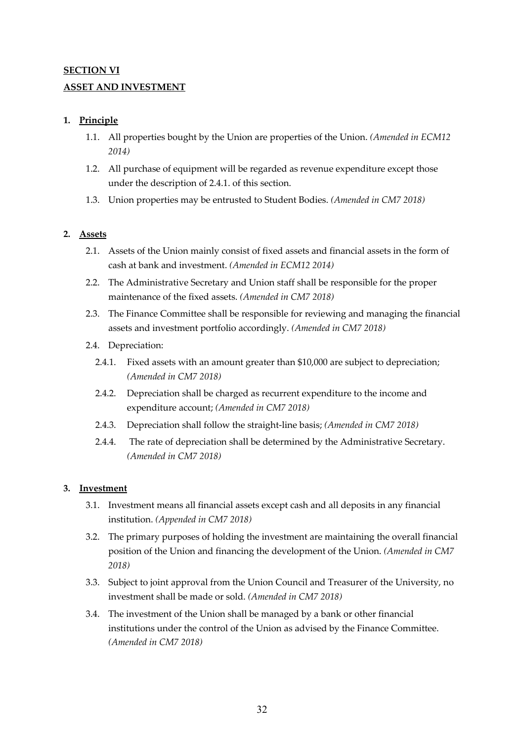**SECTION VI**

**ASSET AND INVESTMENT**

1. **Principle**
    1.1. All properties bought by the Union are properties of the Union. *(Amended in ECM12 2014)*
    1.2. All purchase of equipment will be regarded as revenue expenditure except those under the description of 2.4.1. of this section.
    1.3. Union properties may be entrusted to Student Bodies. *(Amended in CM7 2018)*

2. **Assets**
    2.1. Assets of the Union mainly consist of fixed assets and financial assets in the form of cash at bank and investment. *(Amended in ECM12 2014)*
    2.2. The Administrative Secretary and Union staff shall be responsible for the proper maintenance of the fixed assets. *(Amended in CM7 2018)*
    2.3. The Finance Committee shall be responsible for reviewing and managing the financial assets and investment portfolio accordingly. *(Amended in CM7 2018)*
    2.4. Depreciation:
        2.4.1. Fixed assets with an amount greater than $10,000 are subject to depreciation; *(Amended in CM7 2018)*
        2.4.2. Depreciation shall be charged as recurrent expenditure to the income and expenditure account; *(Amended in CM7 2018)*
        2.4.3. Depreciation shall follow the straight-line basis; *(Amended in CM7 2018)*
        2.4.4. The rate of depreciation shall be determined by the Administrative Secretary. *(Amended in CM7 2018)*

3. **Investment**
    3.1. Investment means all financial assets except cash and all deposits in any financial institution. *(Appended in CM7 2018)*
    3.2. The primary purposes of holding the investment are maintaining the overall financial position of the Union and financing the development of the Union. *(Amended in CM7 2018)*
    3.3. Subject to joint approval from the Union Council and Treasurer of the University, no investment shall be made or sold. *(Amended in CM7 2018)*
    3.4. The investment of the Union shall be managed by a bank or other financial institutions under the control of the Union as advised by the Finance Committee. *(Amended in CM7 2018)*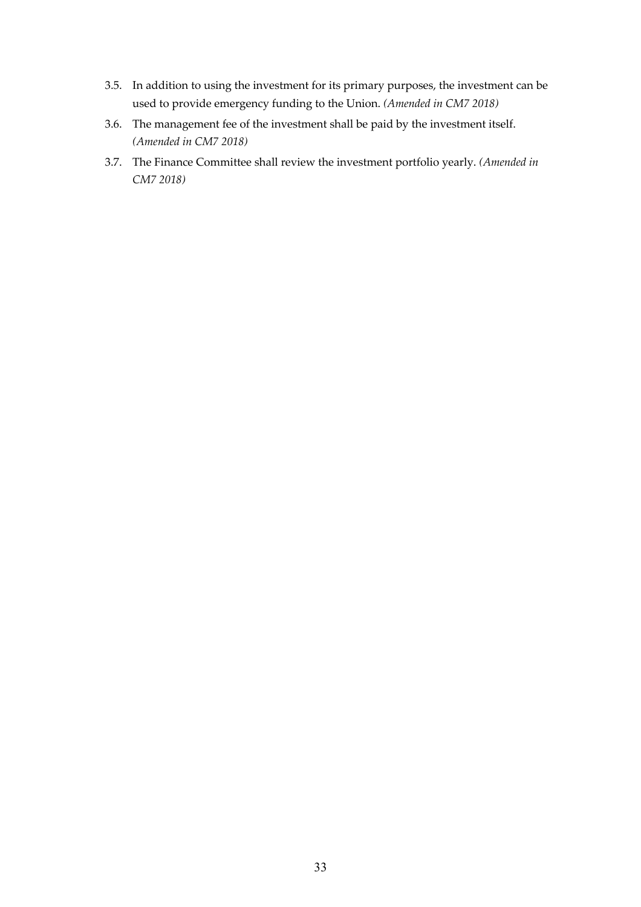3.5. In addition to using the investment for its primary purposes, the investment can be used to provide emergency funding to the Union. *(Amended in CM7 2018)*

3.6. The management fee of the investment shall be paid by the investment itself. *(Amended in CM7 2018)*

3.7. The Finance Committee shall review the investment portfolio yearly. *(Amended in CM7 2018)*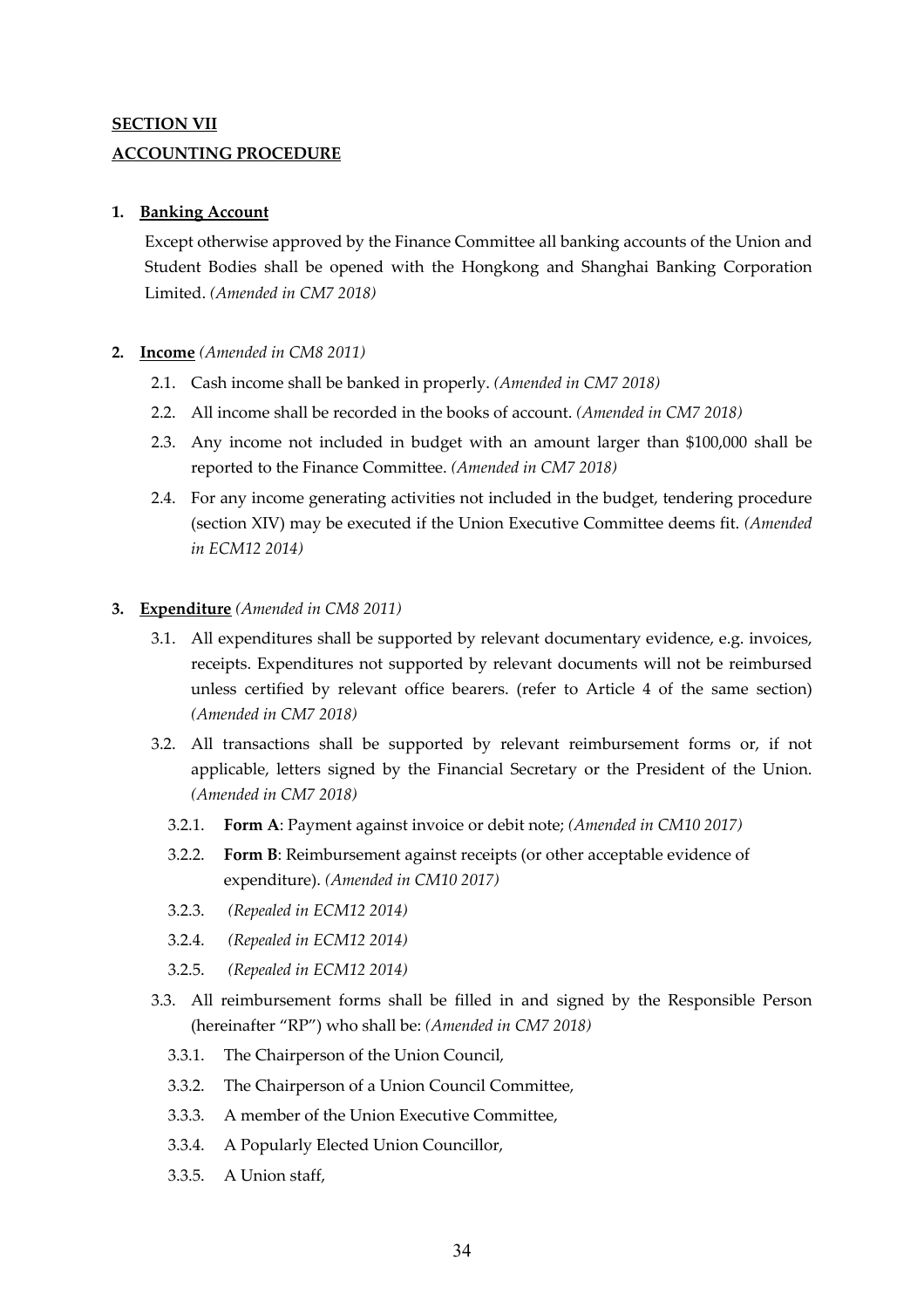## **SECTION VII**

## **ACCOUNTING PROCEDURE**

**1. Banking Account**

Except otherwise approved by the Finance Committee all banking accounts of the Union and Student Bodies shall be opened with the Hongkong and Shanghai Banking Corporation Limited. *(Amended in CM7 2018)*

**2. Income** *(Amended in CM8 2011)*

2.1. Cash income shall be banked in properly. *(Amended in CM7 2018)*

2.2. All income shall be recorded in the books of account. *(Amended in CM7 2018)*

2.3. Any income not included in budget with an amount larger than $100,000 shall be reported to the Finance Committee. *(Amended in CM7 2018)*

2.4. For any income generating activities not included in the budget, tendering procedure (section XIV) may be executed if the Union Executive Committee deems fit. *(Amended in ECM12 2014)*

**3. Expenditure** *(Amended in CM8 2011)*

3.1. All expenditures shall be supported by relevant documentary evidence, e.g. invoices, receipts. Expenditures not supported by relevant documents will not be reimbursed unless certified by relevant office bearers. (refer to Article 4 of the same section) *(Amended in CM7 2018)*

3.2. All transactions shall be supported by relevant reimbursement forms or, if not applicable, letters signed by the Financial Secretary or the President of the Union. *(Amended in CM7 2018)*

3.2.1. **Form A**: Payment against invoice or debit note; *(Amended in CM10 2017)*

3.2.2. **Form B**: Reimbursement against receipts (or other acceptable evidence of expenditure). *(Amended in CM10 2017)*

3.2.3. *(Repealed in ECM12 2014)*

3.2.4. *(Repealed in ECM12 2014)*

3.2.5. *(Repealed in ECM12 2014)*

3.3. All reimbursement forms shall be filled in and signed by the Responsible Person (hereinafter "RP") who shall be: *(Amended in CM7 2018)*

3.3.1. The Chairperson of the Union Council,

3.3.2. The Chairperson of a Union Council Committee,

3.3.3. A member of the Union Executive Committee,

3.3.4. A Popularly Elected Union Councillor,

3.3.5. A Union staff,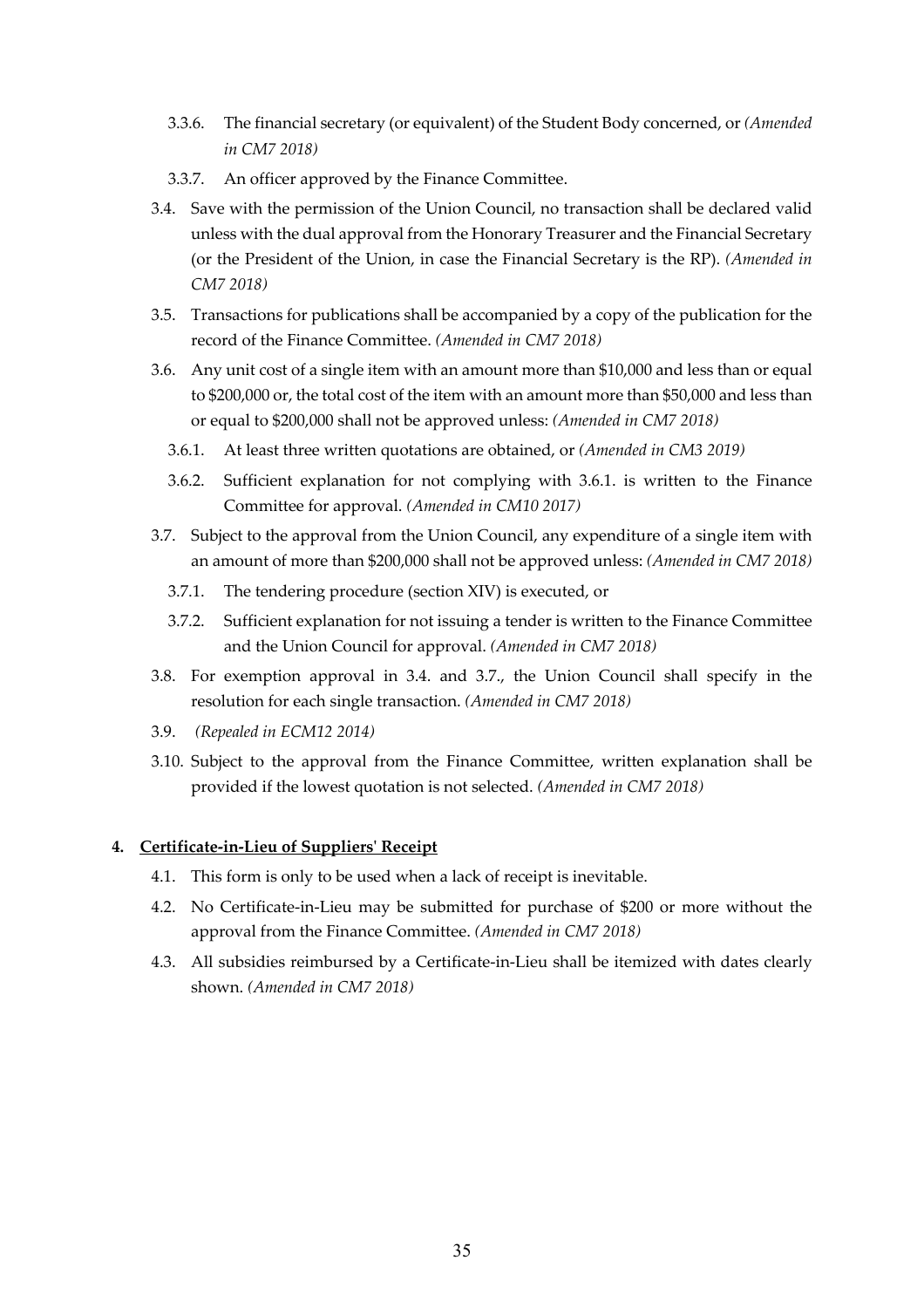3.3.6. The financial secretary (or equivalent) of the Student Body concerned, or *(Amended in CM7 2018)*

3.3.7. An officer approved by the Finance Committee.

3.4. Save with the permission of the Union Council, no transaction shall be declared valid unless with the dual approval from the Honorary Treasurer and the Financial Secretary (or the President of the Union, in case the Financial Secretary is the RP). *(Amended in CM7 2018)*

3.5. Transactions for publications shall be accompanied by a copy of the publication for the record of the Finance Committee. *(Amended in CM7 2018)*

3.6. Any unit cost of a single item with an amount more than $10,000 and less than or equal to $200,000 or, the total cost of the item with an amount more than $50,000 and less than or equal to $200,000 shall not be approved unless: *(Amended in CM7 2018)*

3.6.1. At least three written quotations are obtained, or *(Amended in CM3 2019)*

3.6.2. Sufficient explanation for not complying with 3.6.1. is written to the Finance Committee for approval. *(Amended in CM10 2017)*

3.7. Subject to the approval from the Union Council, any expenditure of a single item with an amount of more than $200,000 shall not be approved unless: *(Amended in CM7 2018)*

3.7.1. The tendering procedure (section XIV) is executed, or

3.7.2. Sufficient explanation for not issuing a tender is written to the Finance Committee and the Union Council for approval. *(Amended in CM7 2018)*

3.8. For exemption approval in 3.4. and 3.7., the Union Council shall specify in the resolution for each single transaction. *(Amended in CM7 2018)*

3.9. *(Repealed in ECM12 2014)*

3.10. Subject to the approval from the Finance Committee, written explanation shall be provided if the lowest quotation is not selected. *(Amended in CM7 2018)*

**4. <u>Certificate-in-Lieu of Suppliers' Receipt</u>**

4.1. This form is only to be used when a lack of receipt is inevitable.

4.2. No Certificate-in-Lieu may be submitted for purchase of $200 or more without the approval from the Finance Committee. *(Amended in CM7 2018)*

4.3. All subsidies reimbursed by a Certificate-in-Lieu shall be itemized with dates clearly shown. *(Amended in CM7 2018)*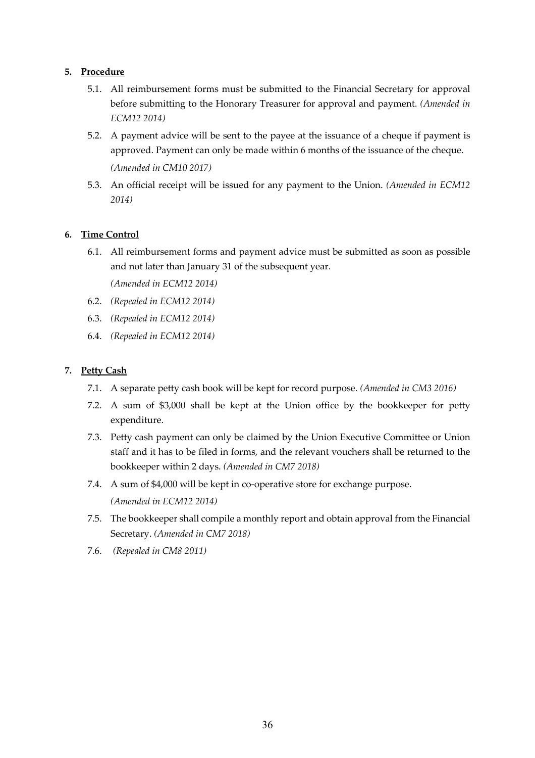5. **Procedure**

    5.1. All reimbursement forms must be submitted to the Financial Secretary for approval before submitting to the Honorary Treasurer for approval and payment. *(Amended in ECM12 2014)*

    5.2. A payment advice will be sent to the payee at the issuance of a cheque if payment is approved. Payment can only be made within 6 months of the issuance of the cheque. *(Amended in CM10 2017)*

    5.3. An official receipt will be issued for any payment to the Union. *(Amended in ECM12 2014)*

6. **Time Control**

    6.1. All reimbursement forms and payment advice must be submitted as soon as possible and not later than January 31 of the subsequent year. *(Amended in ECM12 2014)*

    6.2. *(Repealed in ECM12 2014)*

    6.3. *(Repealed in ECM12 2014)*

    6.4. *(Repealed in ECM12 2014)*

7. **Petty Cash**

    7.1. A separate petty cash book will be kept for record purpose. *(Amended in CM3 2016)*

    7.2. A sum of $3,000 shall be kept at the Union office by the bookkeeper for petty expenditure.

    7.3. Petty cash payment can only be claimed by the Union Executive Committee or Union staff and it has to be filed in forms, and the relevant vouchers shall be returned to the bookkeeper within 2 days. *(Amended in CM7 2018)*

    7.4. A sum of $4,000 will be kept in co-operative store for exchange purpose. *(Amended in ECM12 2014)*

    7.5. The bookkeeper shall compile a monthly report and obtain approval from the Financial Secretary. *(Amended in CM7 2018)*

    7.6. *(Repealed in CM8 2011)*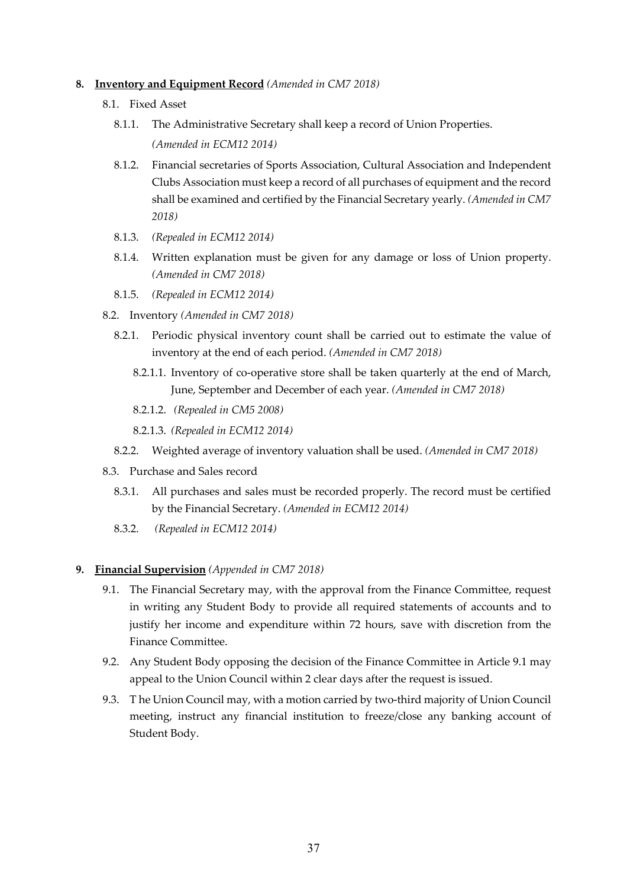**8. <u>Inventory and Equipment Record</u>** *(Amended in CM7 2018)*

- 8.1. Fixed Asset
  - 8.1.1. The Administrative Secretary shall keep a record of Union Properties. *(Amended in ECM12 2014)*
  - 8.1.2. Financial secretaries of Sports Association, Cultural Association and Independent Clubs Association must keep a record of all purchases of equipment and the record shall be examined and certified by the Financial Secretary yearly. *(Amended in CM7 2018)*
  - 8.1.3. *(Repealed in ECM12 2014)*
  - 8.1.4. Written explanation must be given for any damage or loss of Union property. *(Amended in CM7 2018)*
  - 8.1.5. *(Repealed in ECM12 2014)*
- 8.2. Inventory *(Amended in CM7 2018)*
  - 8.2.1. Periodic physical inventory count shall be carried out to estimate the value of inventory at the end of each period. *(Amended in CM7 2018)*
    - 8.2.1.1. Inventory of co-operative store shall be taken quarterly at the end of March, June, September and December of each year. *(Amended in CM7 2018)*
    - 8.2.1.2. *(Repealed in CM5 2008)*
    - 8.2.1.3. *(Repealed in ECM12 2014)*
  - 8.2.2. Weighted average of inventory valuation shall be used. *(Amended in CM7 2018)*
- 8.3. Purchase and Sales record
  - 8.3.1. All purchases and sales must be recorded properly. The record must be certified by the Financial Secretary. *(Amended in ECM12 2014)*
  - 8.3.2. *(Repealed in ECM12 2014)*

**9. <u>Financial Supervision</u>** *(Appended in CM7 2018)*

- 9.1. The Financial Secretary may, with the approval from the Finance Committee, request in writing any Student Body to provide all required statements of accounts and to justify her income and expenditure within 72 hours, save with discretion from the Finance Committee.
- 9.2. Any Student Body opposing the decision of the Finance Committee in Article 9.1 may appeal to the Union Council within 2 clear days after the request is issued.
- 9.3. T he Union Council may, with a motion carried by two-third majority of Union Council meeting, instruct any financial institution to freeze/close any banking account of Student Body.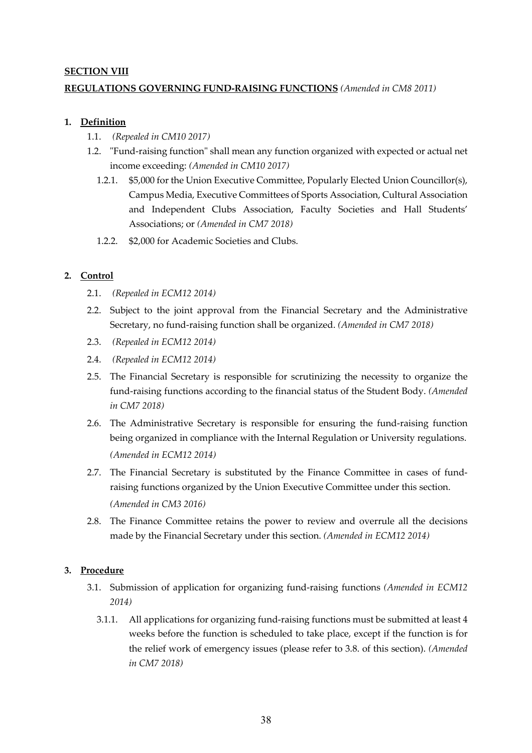**SECTION VIII**

**REGULATIONS GOVERNING FUND-RAISING FUNCTIONS** *(Amended in CM8 2011)*

1. **Definition**
   - 1.1. *(Repealed in CM10 2017)*
   - 1.2. "Fund-raising function" shall mean any function organized with expected or actual net income exceeding: *(Amended in CM10 2017)*
     - 1.2.1. $5,000 for the Union Executive Committee, Popularly Elected Union Councillor(s), Campus Media, Executive Committees of Sports Association, Cultural Association and Independent Clubs Association, Faculty Societies and Hall Students' Associations; or *(Amended in CM7 2018)*
     - 1.2.2. $2,000 for Academic Societies and Clubs.

2. **Control**
   - 2.1. *(Repealed in ECM12 2014)*
   - 2.2. Subject to the joint approval from the Financial Secretary and the Administrative Secretary, no fund-raising function shall be organized. *(Amended in CM7 2018)*
   - 2.3. *(Repealed in ECM12 2014)*
   - 2.4. *(Repealed in ECM12 2014)*
   - 2.5. The Financial Secretary is responsible for scrutinizing the necessity to organize the fund-raising functions according to the financial status of the Student Body. *(Amended in CM7 2018)*
   - 2.6. The Administrative Secretary is responsible for ensuring the fund-raising function being organized in compliance with the Internal Regulation or University regulations. *(Amended in ECM12 2014)*
   - 2.7. The Financial Secretary is substituted by the Finance Committee in cases of fund-raising functions organized by the Union Executive Committee under this section. *(Amended in CM3 2016)*
   - 2.8. The Finance Committee retains the power to review and overrule all the decisions made by the Financial Secretary under this section. *(Amended in ECM12 2014)*

3. **Procedure**
   - 3.1. Submission of application for organizing fund-raising functions *(Amended in ECM12 2014)*
     - 3.1.1. All applications for organizing fund-raising functions must be submitted at least 4 weeks before the function is scheduled to take place, except if the function is for the relief work of emergency issues (please refer to 3.8. of this section). *(Amended in CM7 2018)*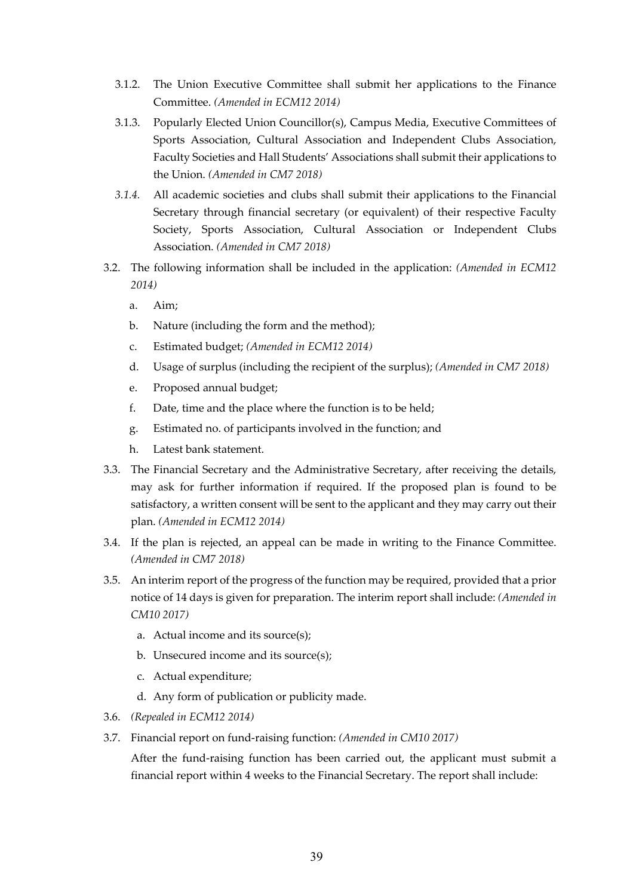3.1.2. The Union Executive Committee shall submit her applications to the Finance Committee. *(Amended in ECM12 2014)*

3.1.3. Popularly Elected Union Councillor(s), Campus Media, Executive Committees of Sports Association, Cultural Association and Independent Clubs Association, Faculty Societies and Hall Students' Associations shall submit their applications to the Union. *(Amended in CM7 2018)*

*3.1.4.* All academic societies and clubs shall submit their applications to the Financial Secretary through financial secretary (or equivalent) of their respective Faculty Society, Sports Association, Cultural Association or Independent Clubs Association. *(Amended in CM7 2018)*

3.2. The following information shall be included in the application: *(Amended in ECM12 2014)*

a. Aim;

b. Nature (including the form and the method);

c. Estimated budget; *(Amended in ECM12 2014)*

d. Usage of surplus (including the recipient of the surplus); *(Amended in CM7 2018)*

e. Proposed annual budget;

f. Date, time and the place where the function is to be held;

g. Estimated no. of participants involved in the function; and

h. Latest bank statement.

3.3. The Financial Secretary and the Administrative Secretary, after receiving the details, may ask for further information if required. If the proposed plan is found to be satisfactory, a written consent will be sent to the applicant and they may carry out their plan. *(Amended in ECM12 2014)*

3.4. If the plan is rejected, an appeal can be made in writing to the Finance Committee. *(Amended in CM7 2018)*

3.5. An interim report of the progress of the function may be required, provided that a prior notice of 14 days is given for preparation. The interim report shall include: *(Amended in CM10 2017)*

a. Actual income and its source(s);

b. Unsecured income and its source(s);

c. Actual expenditure;

d. Any form of publication or publicity made.

3.6. *(Repealed in ECM12 2014)*

3.7. Financial report on fund-raising function: *(Amended in CM10 2017)*

After the fund-raising function has been carried out, the applicant must submit a financial report within 4 weeks to the Financial Secretary. The report shall include: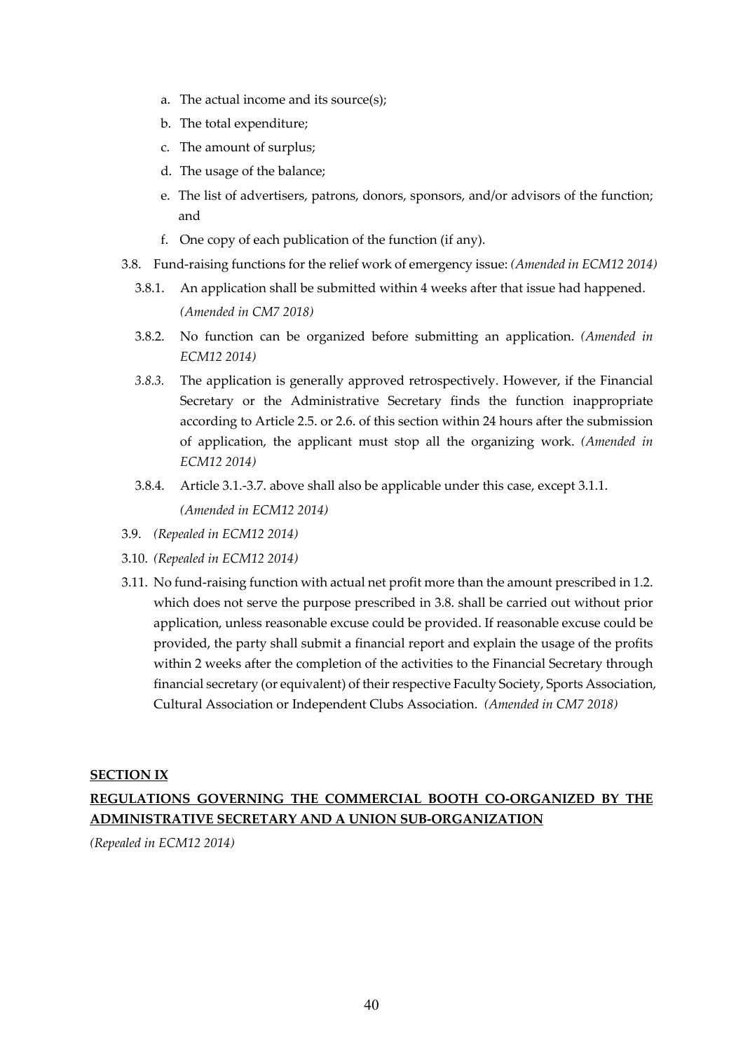a. The actual income and its source(s);
b. The total expenditure;
c. The amount of surplus;
d. The usage of the balance;
e. The list of advertisers, patrons, donors, sponsors, and/or advisors of the function; and
f. One copy of each publication of the function (if any).

3.8. Fund-raising functions for the relief work of emergency issue: *(Amended in ECM12 2014)*

3.8.1. An application shall be submitted within 4 weeks after that issue had happened. *(Amended in CM7 2018)*

3.8.2. No function can be organized before submitting an application. *(Amended in ECM12 2014)*

*3.8.3.* The application is generally approved retrospectively. However, if the Financial Secretary or the Administrative Secretary finds the function inappropriate according to Article 2.5. or 2.6. of this section within 24 hours after the submission of application, the applicant must stop all the organizing work. *(Amended in ECM12 2014)*

3.8.4. Article 3.1.-3.7. above shall also be applicable under this case, except 3.1.1. *(Amended in ECM12 2014)*

3.9. *(Repealed in ECM12 2014)*

3.10. *(Repealed in ECM12 2014)*

3.11. No fund-raising function with actual net profit more than the amount prescribed in 1.2. which does not serve the purpose prescribed in 3.8. shall be carried out without prior application, unless reasonable excuse could be provided. If reasonable excuse could be provided, the party shall submit a financial report and explain the usage of the profits within 2 weeks after the completion of the activities to the Financial Secretary through financial secretary (or equivalent) of their respective Faculty Society, Sports Association, Cultural Association or Independent Clubs Association. *(Amended in CM7 2018)*

## SECTION IX

## REGULATIONS GOVERNING THE COMMERCIAL BOOTH CO-ORGANIZED BY THE ADMINISTRATIVE SECRETARY AND A UNION SUB-ORGANIZATION

*(Repealed in ECM12 2014)*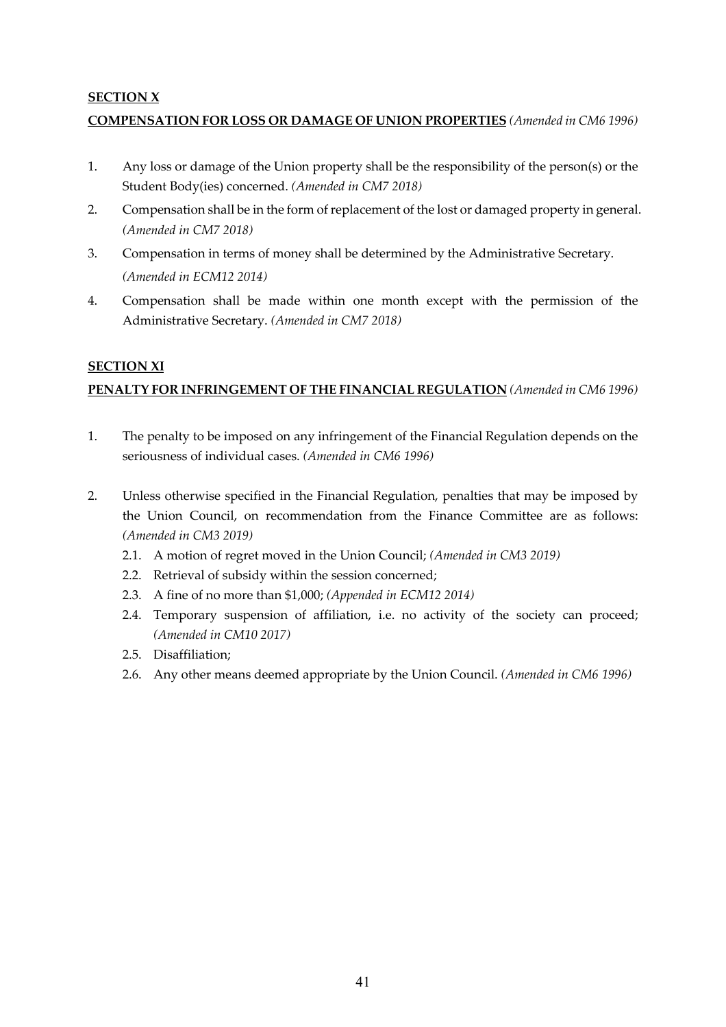**SECTION X**

**COMPENSATION FOR LOSS OR DAMAGE OF UNION PROPERTIES** *(Amended in CM6 1996)*

1. Any loss or damage of the Union property shall be the responsibility of the person(s) or the Student Body(ies) concerned. *(Amended in CM7 2018)*
2. Compensation shall be in the form of replacement of the lost or damaged property in general. *(Amended in CM7 2018)*
3. Compensation in terms of money shall be determined by the Administrative Secretary. *(Amended in ECM12 2014)*
4. Compensation shall be made within one month except with the permission of the Administrative Secretary. *(Amended in CM7 2018)*

**SECTION XI**

**PENALTY FOR INFRINGEMENT OF THE FINANCIAL REGULATION** *(Amended in CM6 1996)*

1. The penalty to be imposed on any infringement of the Financial Regulation depends on the seriousness of individual cases. *(Amended in CM6 1996)*

2. Unless otherwise specified in the Financial Regulation, penalties that may be imposed by the Union Council, on recommendation from the Finance Committee are as follows: *(Amended in CM3 2019)*
   - 2.1. A motion of regret moved in the Union Council; *(Amended in CM3 2019)*
   - 2.2. Retrieval of subsidy within the session concerned;
   - 2.3. A fine of no more than $1,000; *(Appended in ECM12 2014)*
   - 2.4. Temporary suspension of affiliation, i.e. no activity of the society can proceed; *(Amended in CM10 2017)*
   - 2.5. Disaffiliation;
   - 2.6. Any other means deemed appropriate by the Union Council. *(Amended in CM6 1996)*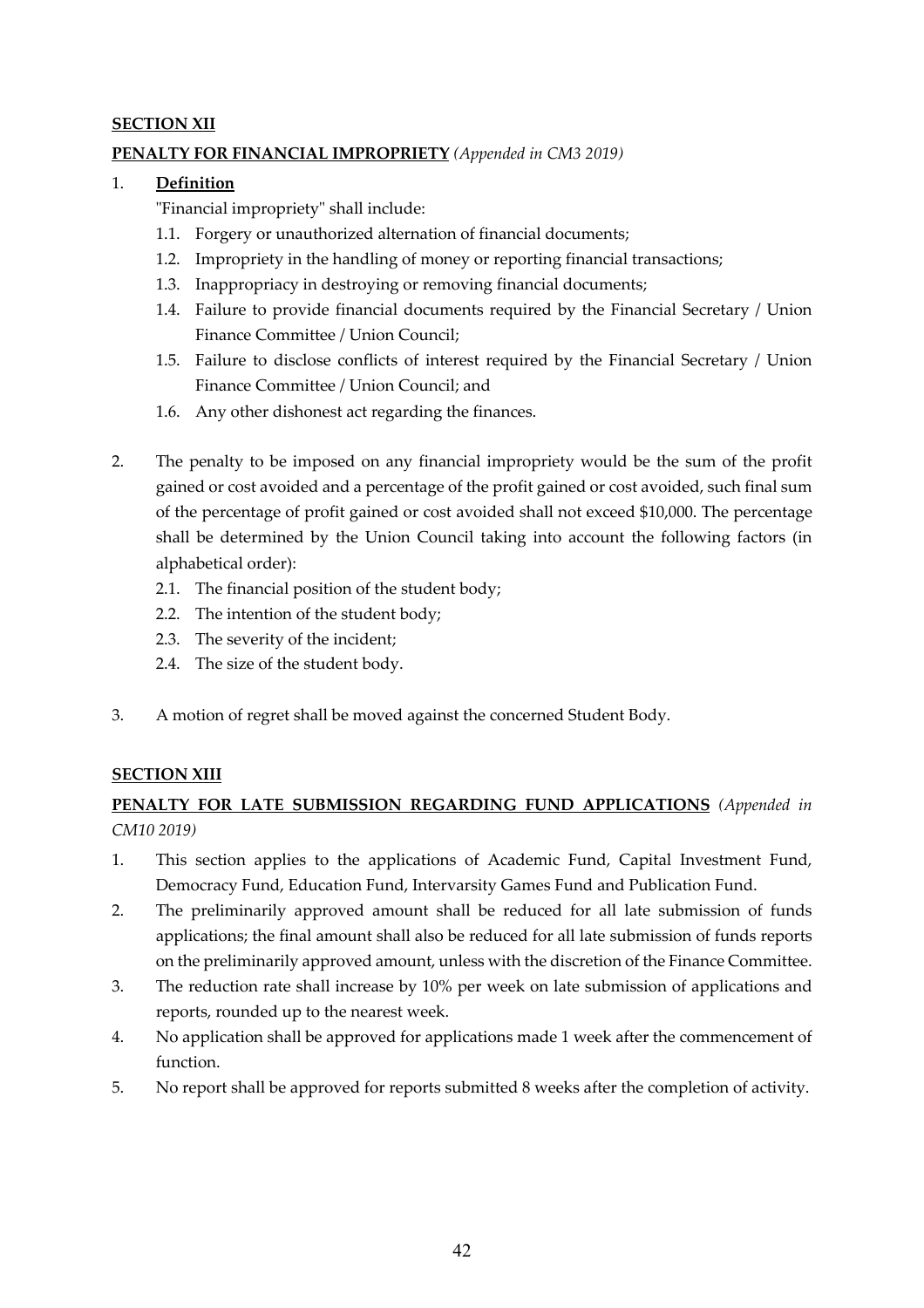**SECTION XII**

**PENALTY FOR FINANCIAL IMPROPRIETY** *(Appended in CM3 2019)*

1. **Definition**

   "Financial impropriety" shall include:

   1.1. Forgery or unauthorized alternation of financial documents;

   1.2. Impropriety in the handling of money or reporting financial transactions;

   1.3. Inappropriacy in destroying or removing financial documents;

   1.4. Failure to provide financial documents required by the Financial Secretary / Union Finance Committee / Union Council;

   1.5. Failure to disclose conflicts of interest required by the Financial Secretary / Union Finance Committee / Union Council; and

   1.6. Any other dishonest act regarding the finances.

2. The penalty to be imposed on any financial impropriety would be the sum of the profit gained or cost avoided and a percentage of the profit gained or cost avoided, such final sum of the percentage of profit gained or cost avoided shall not exceed $10,000. The percentage shall be determined by the Union Council taking into account the following factors (in alphabetical order):

   2.1. The financial position of the student body;

   2.2. The intention of the student body;

   2.3. The severity of the incident;

   2.4. The size of the student body.

3. A motion of regret shall be moved against the concerned Student Body.

**SECTION XIII**

**PENALTY FOR LATE SUBMISSION REGARDING FUND APPLICATIONS** *(Appended in CM10 2019)*

1. This section applies to the applications of Academic Fund, Capital Investment Fund, Democracy Fund, Education Fund, Intervarsity Games Fund and Publication Fund.
2. The preliminarily approved amount shall be reduced for all late submission of funds applications; the final amount shall also be reduced for all late submission of funds reports on the preliminarily approved amount, unless with the discretion of the Finance Committee.
3. The reduction rate shall increase by 10% per week on late submission of applications and reports, rounded up to the nearest week.
4. No application shall be approved for applications made 1 week after the commencement of function.
5. No report shall be approved for reports submitted 8 weeks after the completion of activity.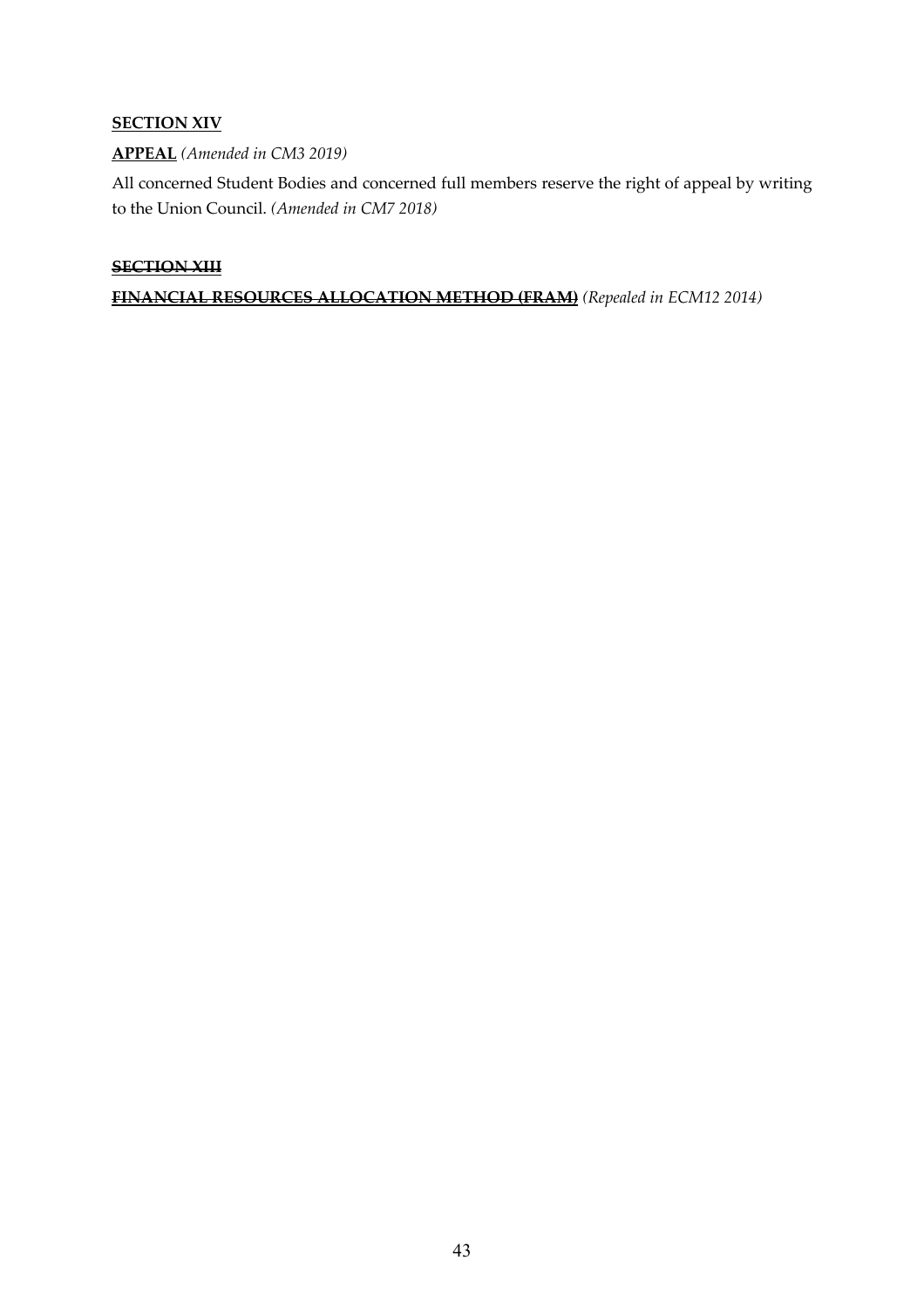**SECTION XIV**

**APPEAL** *(Amended in CM3 2019)*

All concerned Student Bodies and concerned full members reserve the right of appeal by writing to the Union Council. *(Amended in CM7 2018)*

~~**SECTION XIII**~~

~~**FINANCIAL RESOURCES ALLOCATION METHOD (FRAM)**~~ *(Repealed in ECM12 2014)*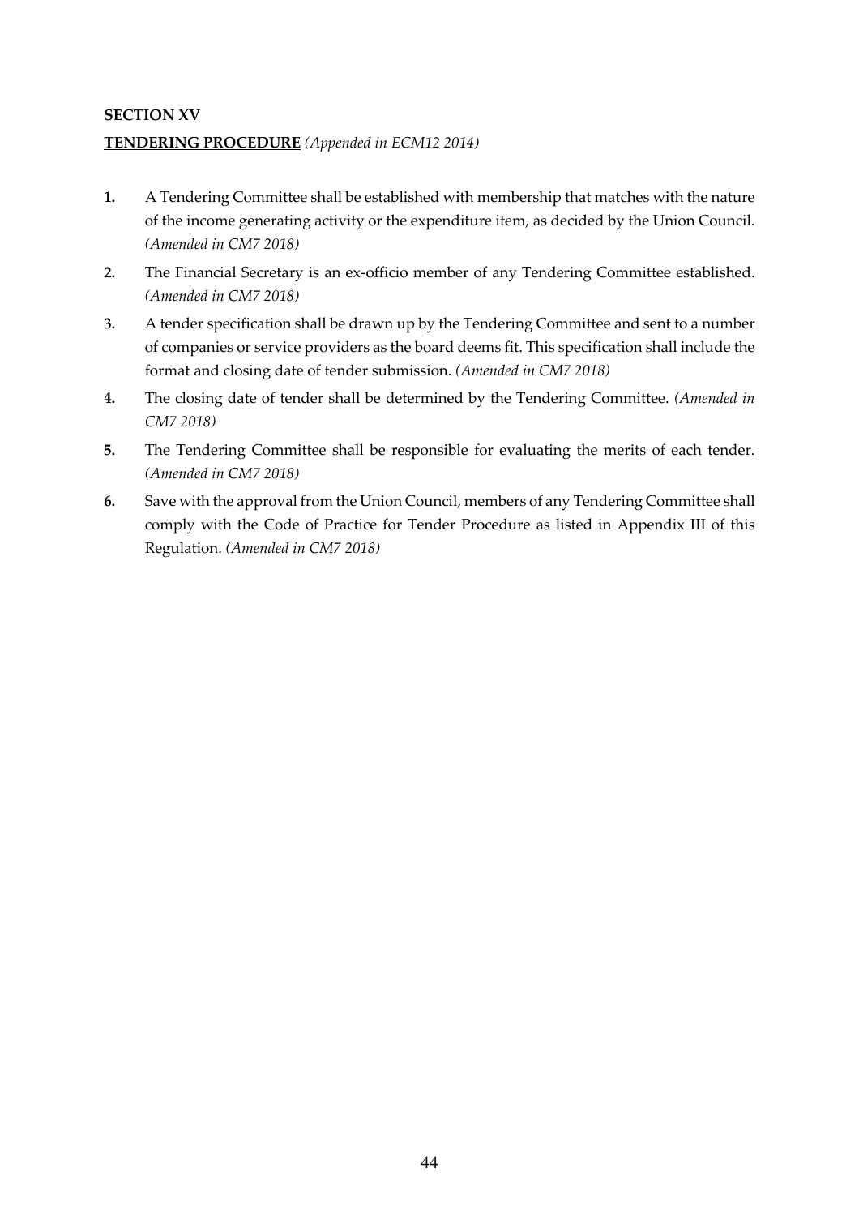## SECTION XV

## TENDERING PROCEDURE *(Appended in ECM12 2014)*

1. A Tendering Committee shall be established with membership that matches with the nature of the income generating activity or the expenditure item, as decided by the Union Council. *(Amended in CM7 2018)*
2. The Financial Secretary is an ex-officio member of any Tendering Committee established. *(Amended in CM7 2018)*
3. A tender specification shall be drawn up by the Tendering Committee and sent to a number of companies or service providers as the board deems fit. This specification shall include the format and closing date of tender submission. *(Amended in CM7 2018)*
4. The closing date of tender shall be determined by the Tendering Committee. *(Amended in CM7 2018)*
5. The Tendering Committee shall be responsible for evaluating the merits of each tender. *(Amended in CM7 2018)*
6. Save with the approval from the Union Council, members of any Tendering Committee shall comply with the Code of Practice for Tender Procedure as listed in Appendix III of this Regulation. *(Amended in CM7 2018)*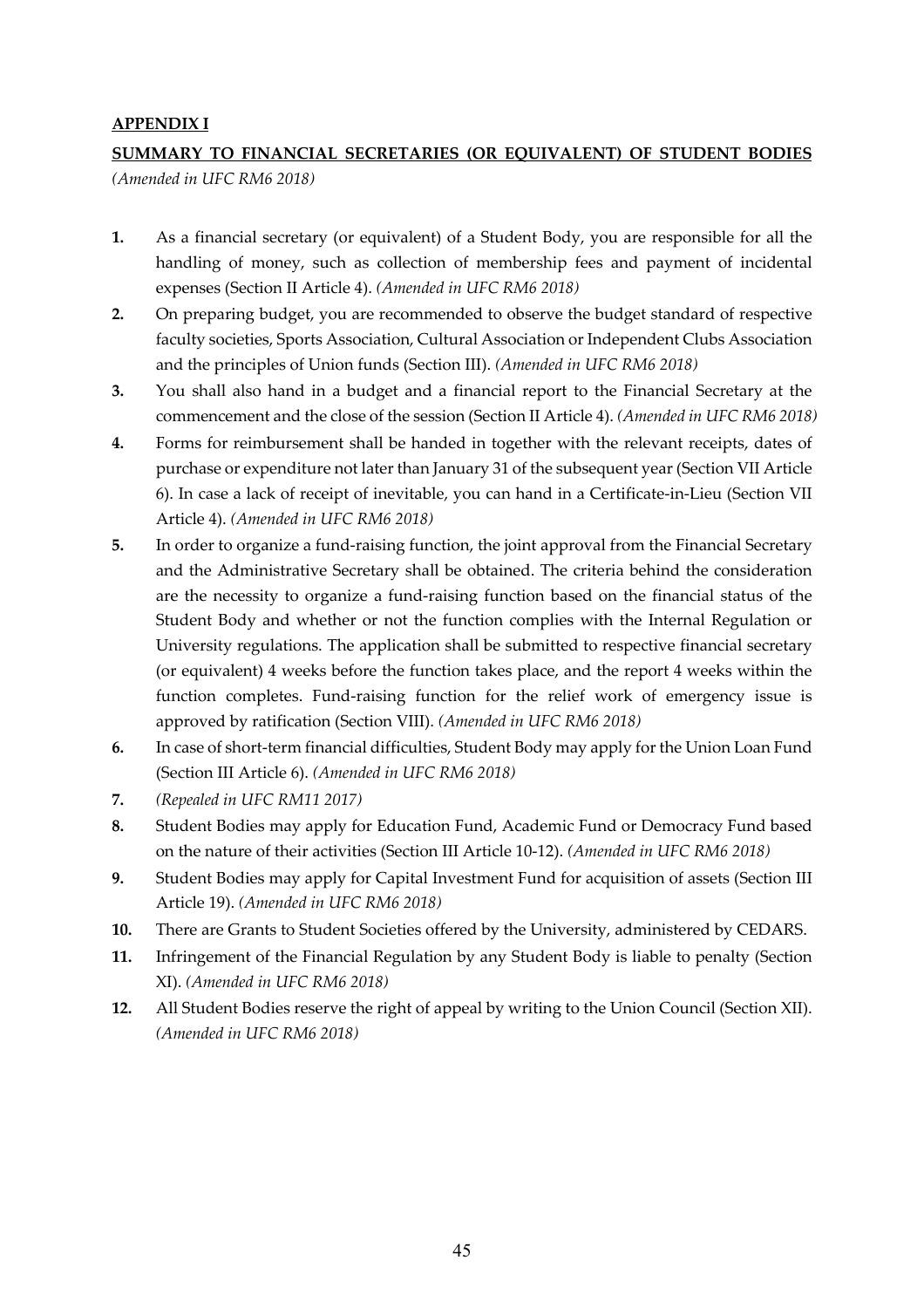**APPENDIX I**

**SUMMARY TO FINANCIAL SECRETARIES (OR EQUIVALENT) OF STUDENT BODIES**
*(Amended in UFC RM6 2018)*

**1.** As a financial secretary (or equivalent) of a Student Body, you are responsible for all the handling of money, such as collection of membership fees and payment of incidental expenses (Section II Article 4). *(Amended in UFC RM6 2018)*

**2.** On preparing budget, you are recommended to observe the budget standard of respective faculty societies, Sports Association, Cultural Association or Independent Clubs Association and the principles of Union funds (Section III). *(Amended in UFC RM6 2018)*

**3.** You shall also hand in a budget and a financial report to the Financial Secretary at the commencement and the close of the session (Section II Article 4). *(Amended in UFC RM6 2018)*

**4.** Forms for reimbursement shall be handed in together with the relevant receipts, dates of purchase or expenditure not later than January 31 of the subsequent year (Section VII Article 6). In case a lack of receipt of inevitable, you can hand in a Certificate-in-Lieu (Section VII Article 4). *(Amended in UFC RM6 2018)*

**5.** In order to organize a fund-raising function, the joint approval from the Financial Secretary and the Administrative Secretary shall be obtained. The criteria behind the consideration are the necessity to organize a fund-raising function based on the financial status of the Student Body and whether or not the function complies with the Internal Regulation or University regulations. The application shall be submitted to respective financial secretary (or equivalent) 4 weeks before the function takes place, and the report 4 weeks within the function completes. Fund-raising function for the relief work of emergency issue is approved by ratification (Section VIII). *(Amended in UFC RM6 2018)*

**6.** In case of short-term financial difficulties, Student Body may apply for the Union Loan Fund (Section III Article 6). *(Amended in UFC RM6 2018)*

**7.** *(Repealed in UFC RM11 2017)*

**8.** Student Bodies may apply for Education Fund, Academic Fund or Democracy Fund based on the nature of their activities (Section III Article 10-12). *(Amended in UFC RM6 2018)*

**9.** Student Bodies may apply for Capital Investment Fund for acquisition of assets (Section III Article 19). *(Amended in UFC RM6 2018)*

**10.** There are Grants to Student Societies offered by the University, administered by CEDARS.

**11.** Infringement of the Financial Regulation by any Student Body is liable to penalty (Section XI). *(Amended in UFC RM6 2018)*

**12.** All Student Bodies reserve the right of appeal by writing to the Union Council (Section XII). *(Amended in UFC RM6 2018)*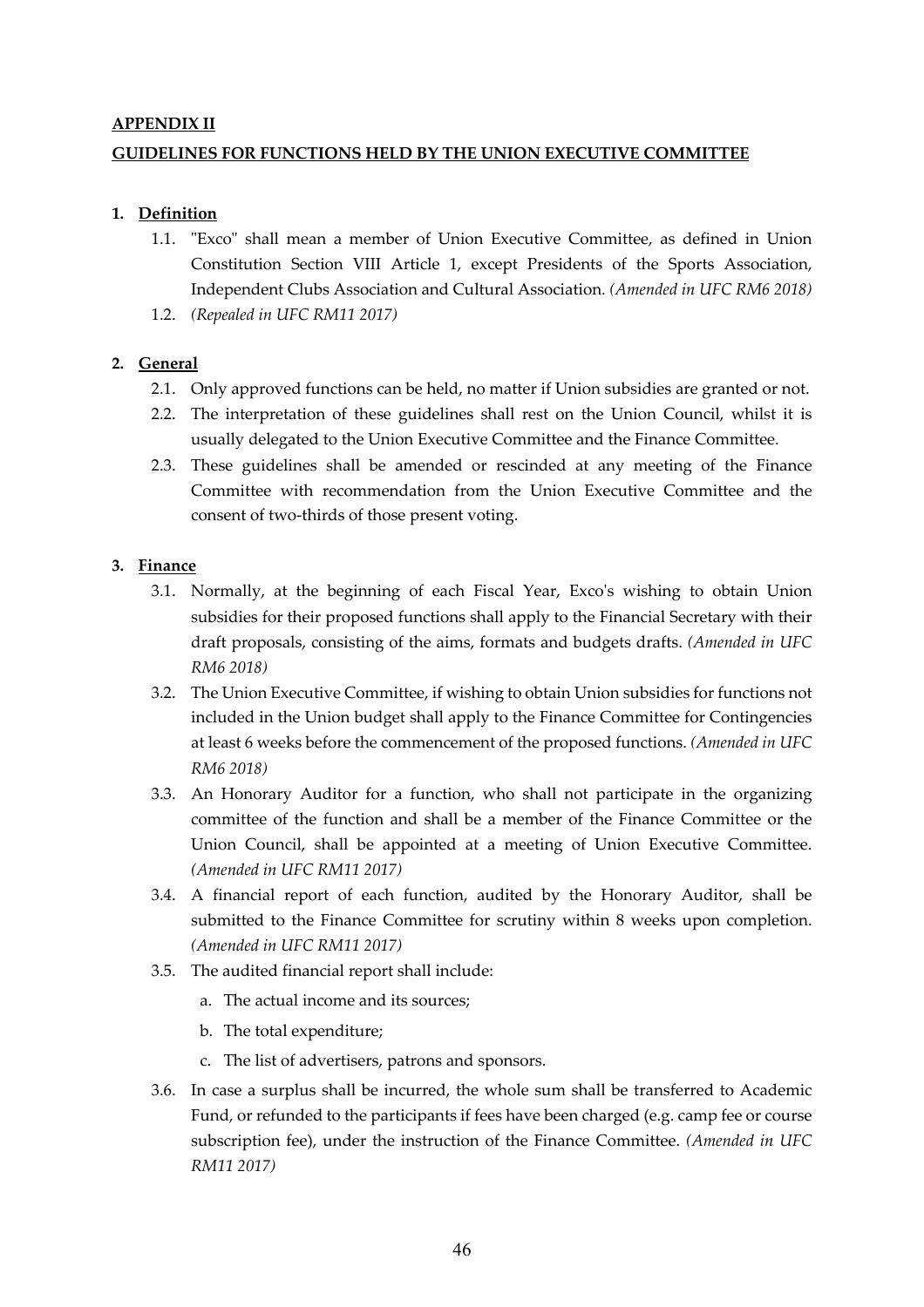## APPENDIX II

## GUIDELINES FOR FUNCTIONS HELD BY THE UNION EXECUTIVE COMMITTEE

### 1. Definition

1.1. "Exco" shall mean a member of Union Executive Committee, as defined in Union Constitution Section VIII Article 1, except Presidents of the Sports Association, Independent Clubs Association and Cultural Association. *(Amended in UFC RM6 2018)*

1.2. *(Repealed in UFC RM11 2017)*

### 2. General

2.1. Only approved functions can be held, no matter if Union subsidies are granted or not.

2.2. The interpretation of these guidelines shall rest on the Union Council, whilst it is usually delegated to the Union Executive Committee and the Finance Committee.

2.3. These guidelines shall be amended or rescinded at any meeting of the Finance Committee with recommendation from the Union Executive Committee and the consent of two-thirds of those present voting.

### 3. Finance

3.1. Normally, at the beginning of each Fiscal Year, Exco's wishing to obtain Union subsidies for their proposed functions shall apply to the Financial Secretary with their draft proposals, consisting of the aims, formats and budgets drafts. *(Amended in UFC RM6 2018)*

3.2. The Union Executive Committee, if wishing to obtain Union subsidies for functions not included in the Union budget shall apply to the Finance Committee for Contingencies at least 6 weeks before the commencement of the proposed functions. *(Amended in UFC RM6 2018)*

3.3. An Honorary Auditor for a function, who shall not participate in the organizing committee of the function and shall be a member of the Finance Committee or the Union Council, shall be appointed at a meeting of Union Executive Committee. *(Amended in UFC RM11 2017)*

3.4. A financial report of each function, audited by the Honorary Auditor, shall be submitted to the Finance Committee for scrutiny within 8 weeks upon completion. *(Amended in UFC RM11 2017)*

3.5. The audited financial report shall include:

a. The actual income and its sources;

b. The total expenditure;

c. The list of advertisers, patrons and sponsors.

3.6. In case a surplus shall be incurred, the whole sum shall be transferred to Academic Fund, or refunded to the participants if fees have been charged (e.g. camp fee or course subscription fee), under the instruction of the Finance Committee. *(Amended in UFC RM11 2017)*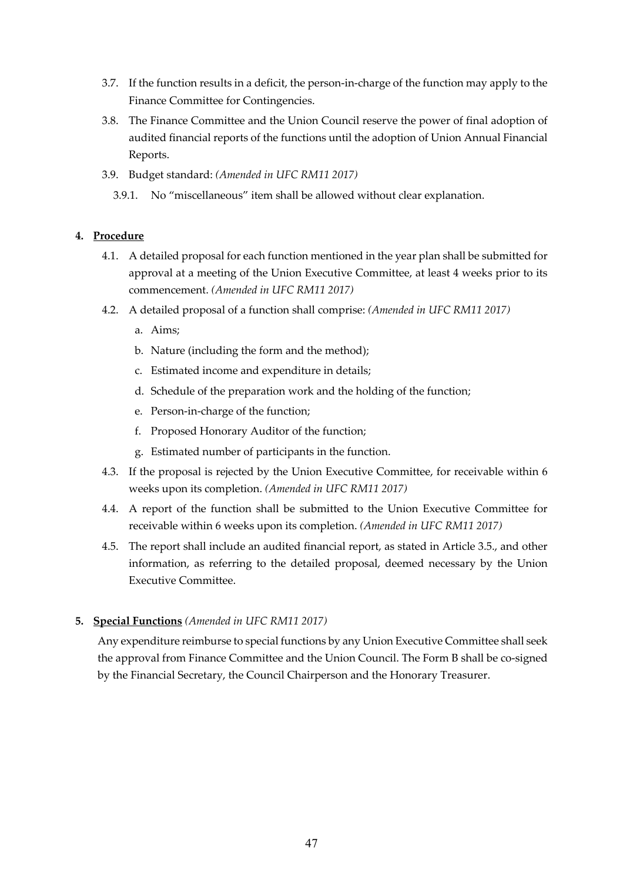3.7. If the function results in a deficit, the person-in-charge of the function may apply to the Finance Committee for Contingencies.

3.8. The Finance Committee and the Union Council reserve the power of final adoption of audited financial reports of the functions until the adoption of Union Annual Financial Reports.

3.9. Budget standard: *(Amended in UFC RM11 2017)*

3.9.1. No "miscellaneous" item shall be allowed without clear explanation.

**4. Procedure**

4.1. A detailed proposal for each function mentioned in the year plan shall be submitted for approval at a meeting of the Union Executive Committee, at least 4 weeks prior to its commencement. *(Amended in UFC RM11 2017)*

4.2. A detailed proposal of a function shall comprise: *(Amended in UFC RM11 2017)*

a. Aims;

b. Nature (including the form and the method);

c. Estimated income and expenditure in details;

d. Schedule of the preparation work and the holding of the function;

e. Person-in-charge of the function;

f. Proposed Honorary Auditor of the function;

g. Estimated number of participants in the function.

4.3. If the proposal is rejected by the Union Executive Committee, for receivable within 6 weeks upon its completion. *(Amended in UFC RM11 2017)*

4.4. A report of the function shall be submitted to the Union Executive Committee for receivable within 6 weeks upon its completion. *(Amended in UFC RM11 2017)*

4.5. The report shall include an audited financial report, as stated in Article 3.5., and other information, as referring to the detailed proposal, deemed necessary by the Union Executive Committee.

**5. Special Functions** *(Amended in UFC RM11 2017)*

Any expenditure reimburse to special functions by any Union Executive Committee shall seek the approval from Finance Committee and the Union Council. The Form B shall be co-signed by the Financial Secretary, the Council Chairperson and the Honorary Treasurer.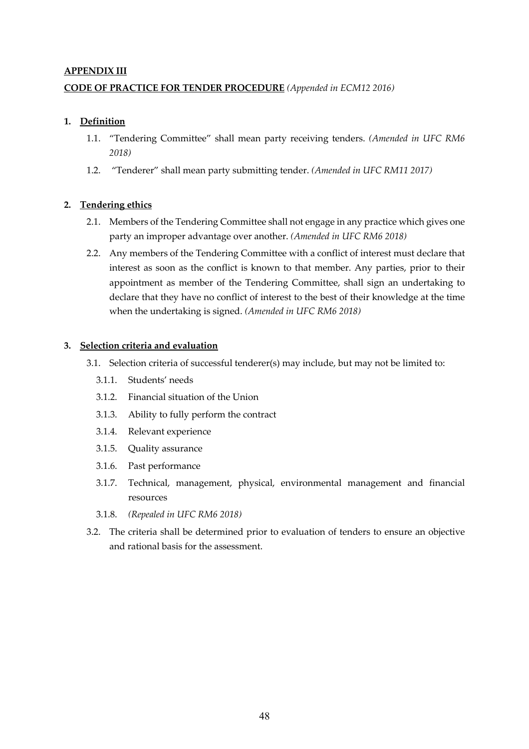**APPENDIX III**

**CODE OF PRACTICE FOR TENDER PROCEDURE** *(Appended in ECM12 2016)*

1. **Definition**
   1.1. "Tendering Committee" shall mean party receiving tenders. *(Amended in UFC RM6 2018)*
   1.2. "Tenderer" shall mean party submitting tender. *(Amended in UFC RM11 2017)*

2. **Tendering ethics**
   2.1. Members of the Tendering Committee shall not engage in any practice which gives one party an improper advantage over another. *(Amended in UFC RM6 2018)*
   2.2. Any members of the Tendering Committee with a conflict of interest must declare that interest as soon as the conflict is known to that member. Any parties, prior to their appointment as member of the Tendering Committee, shall sign an undertaking to declare that they have no conflict of interest to the best of their knowledge at the time when the undertaking is signed. *(Amended in UFC RM6 2018)*

3. **Selection criteria and evaluation**
   3.1. Selection criteria of successful tenderer(s) may include, but may not be limited to:
      3.1.1. Students' needs
      3.1.2. Financial situation of the Union
      3.1.3. Ability to fully perform the contract
      3.1.4. Relevant experience
      3.1.5. Quality assurance
      3.1.6. Past performance
      3.1.7. Technical, management, physical, environmental management and financial resources
      3.1.8. *(Repealed in UFC RM6 2018)*
   3.2. The criteria shall be determined prior to evaluation of tenders to ensure an objective and rational basis for the assessment.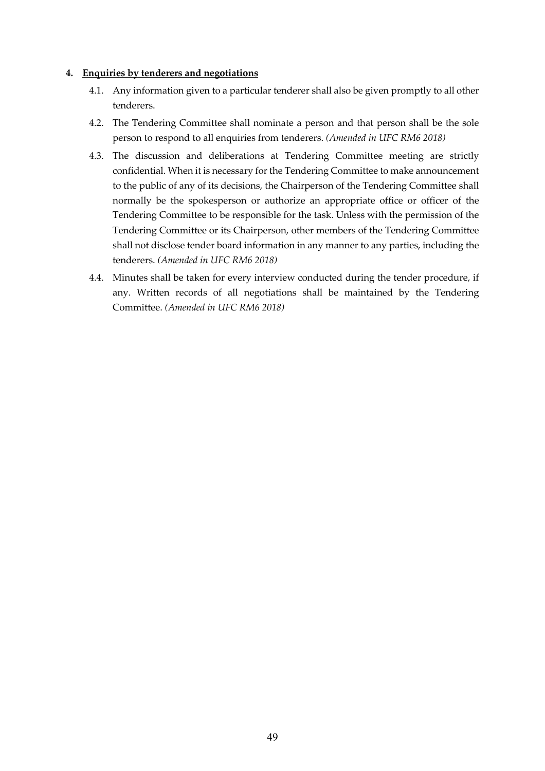**4. <u>Enquiries by tenderers and negotiations</u>**

4.1. Any information given to a particular tenderer shall also be given promptly to all other tenderers.

4.2. The Tendering Committee shall nominate a person and that person shall be the sole person to respond to all enquiries from tenderers. *(Amended in UFC RM6 2018)*

4.3. The discussion and deliberations at Tendering Committee meeting are strictly confidential. When it is necessary for the Tendering Committee to make announcement to the public of any of its decisions, the Chairperson of the Tendering Committee shall normally be the spokesperson or authorize an appropriate office or officer of the Tendering Committee to be responsible for the task. Unless with the permission of the Tendering Committee or its Chairperson, other members of the Tendering Committee shall not disclose tender board information in any manner to any parties, including the tenderers. *(Amended in UFC RM6 2018)*

4.4. Minutes shall be taken for every interview conducted during the tender procedure, if any. Written records of all negotiations shall be maintained by the Tendering Committee. *(Amended in UFC RM6 2018)*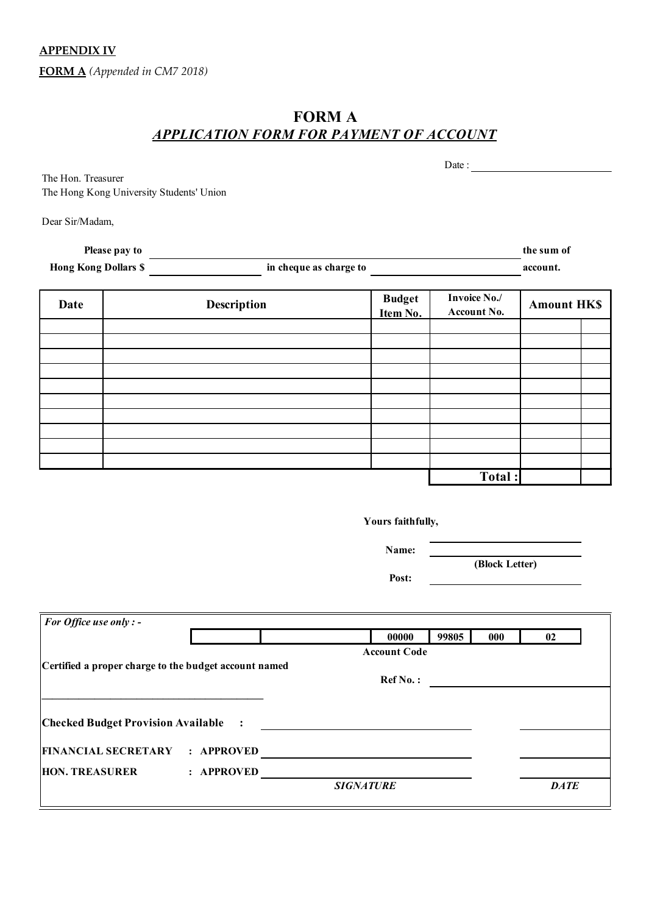**APPENDIX IV**

**FORM A** *(Appended in CM7 2018)*

# FORM A

## *APPLICATION FORM FOR PAYMENT OF ACCOUNT*

Date : ____________________

The Hon. Treasurer
The Hong Kong University Students' Union

Dear Sir/Madam,

**Please pay to** ______________________________ **the sum of**
**Hong Kong Dollars $** ______________ **in cheque as charge to** ______________________ **account.**

| Date | Description | Budget Item No. | Invoice No./ Account No. | Amount HK$ | |
|---|---|---|---|---|---|
| | | | | | |
| | | | | | |
| | | | | | |
| | | | | | |
| | | | | | |
| | | | | | |
| | | | | | |
| | | | | | |
| | | | | | |
| | | | | | |
| | | | **Total :** | | |

**Yours faithfully,**

**Name:** ______________________
**(Block Letter)**

**Post:** ______________________

*For Office use only : -*

| | | 00000 | 99805 | 000 | 02 |
|---|---|---|---|---|---|

**Account Code**

**Certified a proper charge to the budget account named**

**Ref No. :** ______________________

______________________________

**Checked Budget Provision Available :** ______________________ ____________

**FINANCIAL SECRETARY : APPROVED** ______________________ ____________

**HON. TREASURER : APPROVED** ______________________ ____________

***SIGNATURE*** ***DATE***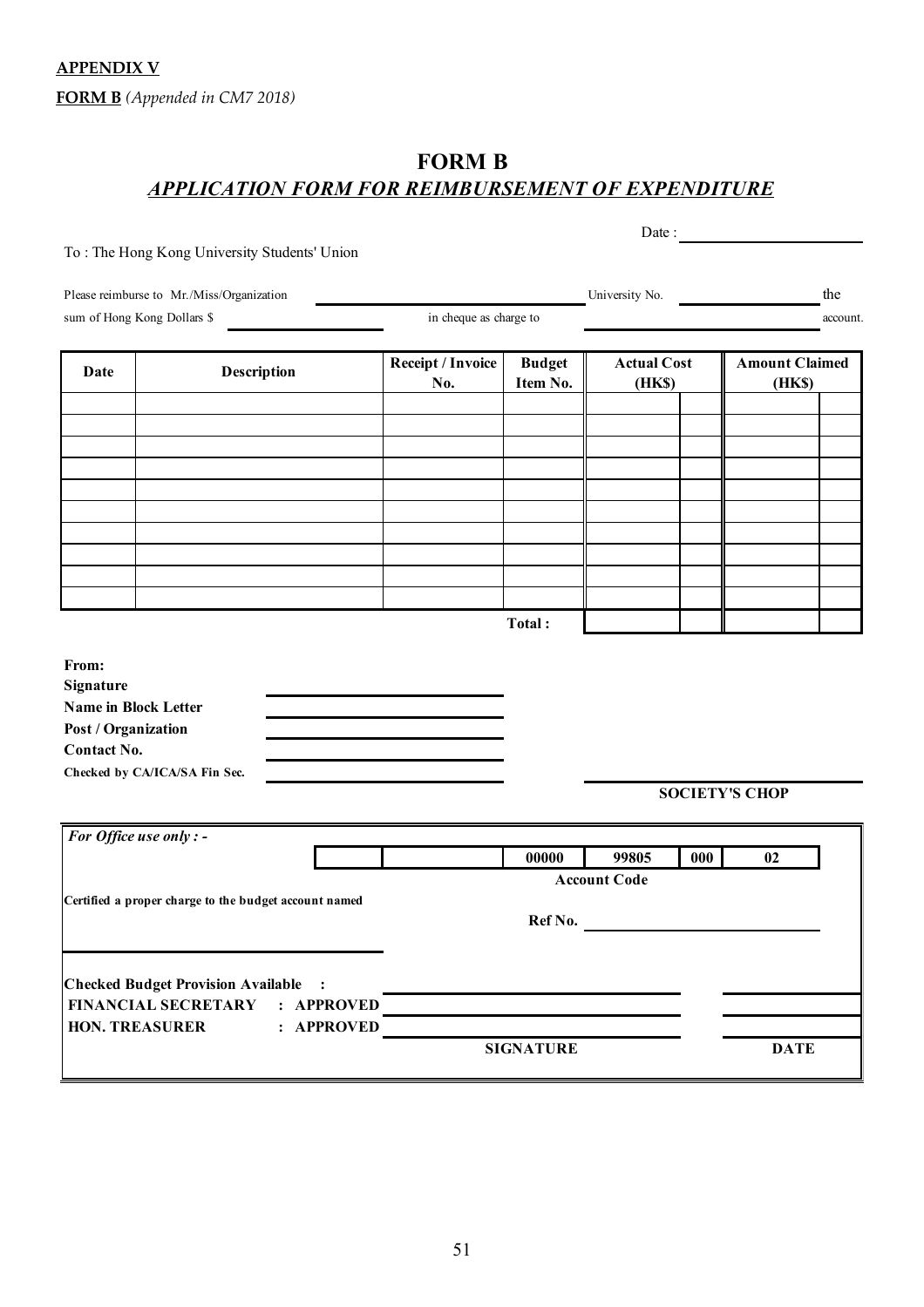**APPENDIX V**

**FORM B** *(Appended in CM7 2018)*

# FORM B

## *APPLICATION FORM FOR REIMBURSEMENT OF EXPENDITURE*

Date : ____________________

To : The Hong Kong University Students' Union

Please reimburse to Mr./Miss/Organization ______________________________ University No. ______________ the sum of Hong Kong Dollars $ ______________ in cheque as charge to ______________________ account.

| Date | Description | Receipt / Invoice No. | Budget Item No. | Actual Cost (HK$) | | Amount Claimed (HK$) | |
|---|---|---|---|---|---|---|---|
| | | | | | | | |
| | | | | | | | |
| | | | | | | | |
| | | | | | | | |
| | | | | | | | |
| | | | | | | | |
| | | | | | | | |
| | | | | | | | |
| | | | | | | | |
| | | | | | | | |
| | | | Total : | | | | |

**From:**

**Signature** ______________________

**Name in Block Letter** ______________________

**Post / Organization** ______________________

**Contact No.** ______________________

**Checked by CA/ICA/SA Fin Sec.** ______________________

______________________

**SOCIETY'S CHOP**

*For Office use only : -*

| | | | | | |
|---|---|---|---|---|---|
| | | **00000** | **99805** | **000** | **02** |

**Account Code**

**Certified a proper charge to the budget account named**

______________________

**Ref No.** ______________________

**Checked Budget Provision Available :** ______________________ ______________

**FINANCIAL SECRETARY : APPROVED** ______________________ ______________

**HON. TREASURER : APPROVED** ______________________ ______________

**SIGNATURE** **DATE**